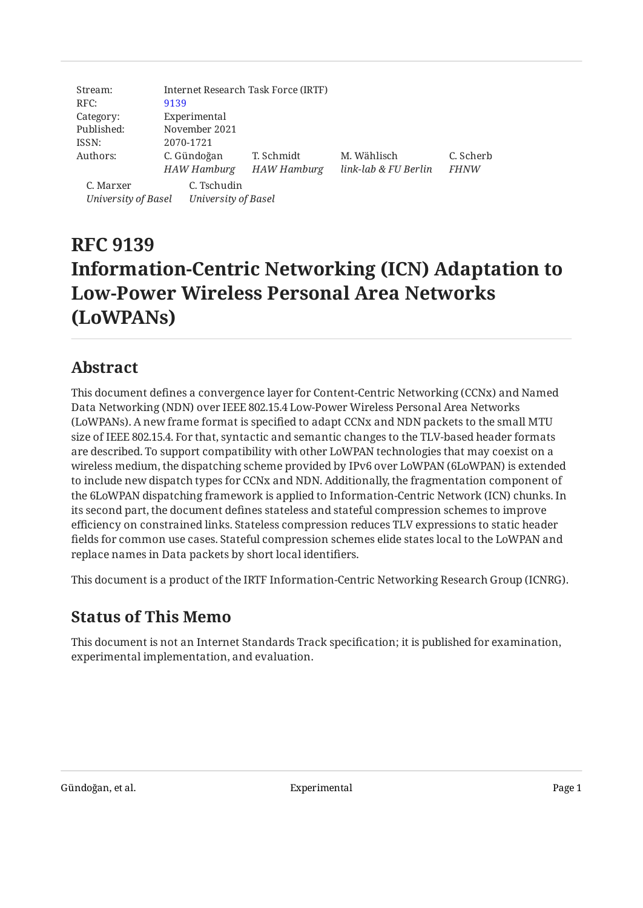| | | | | |
|---|---|---|---|---|
| Stream: | Internet Research Task Force (IRTF) | | | |
| RFC: | 9139 | | | |
| Category: | Experimental | | | |
| Published: | November 2021 | | | |
| ISSN: | 2070-1721 | | | |
| Authors: | C. Gündoğan *HAW Hamburg* | T. Schmidt *HAW Hamburg* | M. Wählisch *link-lab & FU Berlin* | C. Scherb *FHNW* |
| | C. Marxer *University of Basel* | C. Tschudin *University of Basel* | | |

# RFC 9139 Information-Centric Networking (ICN) Adaptation to Low-Power Wireless Personal Area Networks (LoWPANs)

## Abstract

This document defines a convergence layer for Content-Centric Networking (CCNx) and Named Data Networking (NDN) over IEEE 802.15.4 Low-Power Wireless Personal Area Networks (LoWPANs). A new frame format is specified to adapt CCNx and NDN packets to the small MTU size of IEEE 802.15.4. For that, syntactic and semantic changes to the TLV-based header formats are described. To support compatibility with other LoWPAN technologies that may coexist on a wireless medium, the dispatching scheme provided by IPv6 over LoWPAN (6LoWPAN) is extended to include new dispatch types for CCNx and NDN. Additionally, the fragmentation component of the 6LoWPAN dispatching framework is applied to Information-Centric Network (ICN) chunks. In its second part, the document defines stateless and stateful compression schemes to improve efficiency on constrained links. Stateless compression reduces TLV expressions to static header fields for common use cases. Stateful compression schemes elide states local to the LoWPAN and replace names in Data packets by short local identifiers.

This document is a product of the IRTF Information-Centric Networking Research Group (ICNRG).

## Status of This Memo

This document is not an Internet Standards Track specification; it is published for examination, experimental implementation, and evaluation.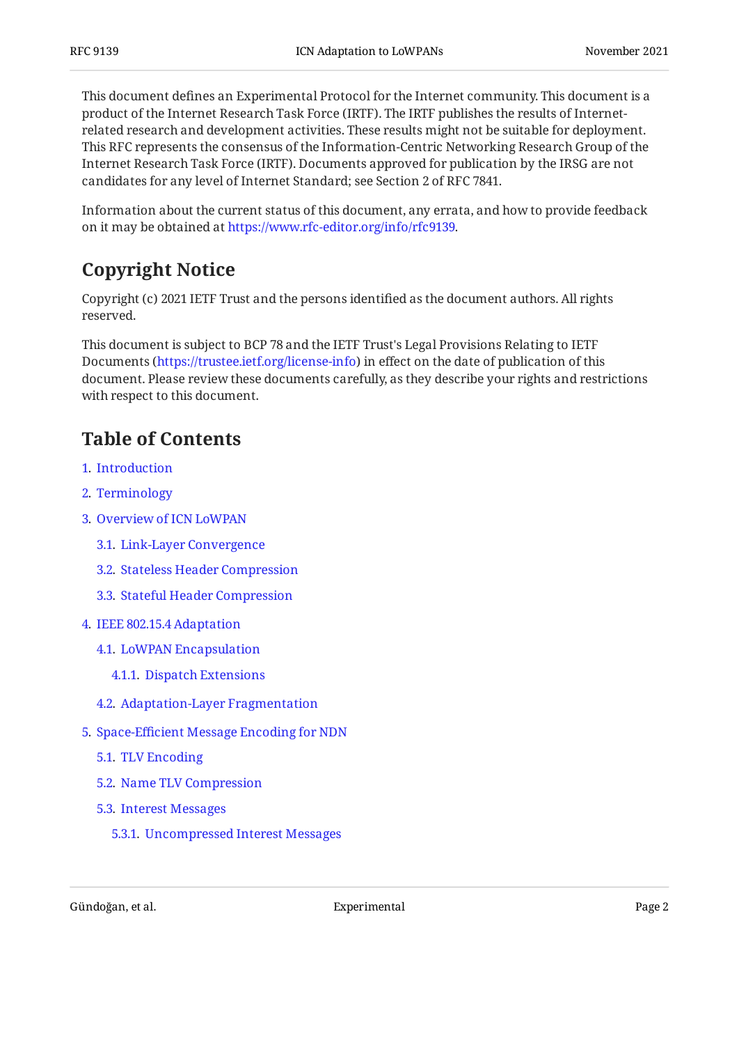This document defines an Experimental Protocol for the Internet community. This document is a product of the Internet Research Task Force (IRTF). The IRTF publishes the results of Internet-related research and development activities. These results might not be suitable for deployment. This RFC represents the consensus of the Information-Centric Networking Research Group of the Internet Research Task Force (IRTF). Documents approved for publication by the IRSG are not candidates for any level of Internet Standard; see Section 2 of RFC 7841.

Information about the current status of this document, any errata, and how to provide feedback on it may be obtained at https://www.rfc-editor.org/info/rfc9139.

## Copyright Notice

Copyright (c) 2021 IETF Trust and the persons identified as the document authors. All rights reserved.

This document is subject to BCP 78 and the IETF Trust's Legal Provisions Relating to IETF Documents (https://trustee.ietf.org/license-info) in effect on the date of publication of this document. Please review these documents carefully, as they describe your rights and restrictions with respect to this document.

## Table of Contents

1. Introduction
2. Terminology
3. Overview of ICN LoWPAN
   - 3.1. Link-Layer Convergence
   - 3.2. Stateless Header Compression
   - 3.3. Stateful Header Compression
4. IEEE 802.15.4 Adaptation
   - 4.1. LoWPAN Encapsulation
     - 4.1.1. Dispatch Extensions
   - 4.2. Adaptation-Layer Fragmentation
5. Space-Efficient Message Encoding for NDN
   - 5.1. TLV Encoding
   - 5.2. Name TLV Compression
   - 5.3. Interest Messages
     - 5.3.1. Uncompressed Interest Messages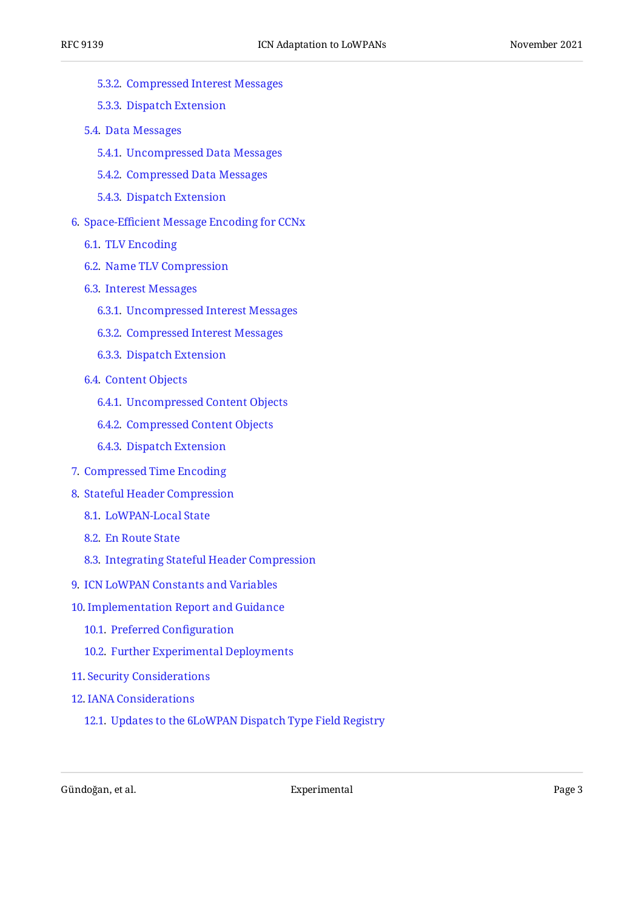- 5.3.2. Compressed Interest Messages
- 5.3.3. Dispatch Extension
- 5.4. Data Messages
  - 5.4.1. Uncompressed Data Messages
  - 5.4.2. Compressed Data Messages
  - 5.4.3. Dispatch Extension
- 6. Space-Efficient Message Encoding for CCNx
  - 6.1. TLV Encoding
  - 6.2. Name TLV Compression
  - 6.3. Interest Messages
    - 6.3.1. Uncompressed Interest Messages
    - 6.3.2. Compressed Interest Messages
    - 6.3.3. Dispatch Extension
  - 6.4. Content Objects
    - 6.4.1. Uncompressed Content Objects
    - 6.4.2. Compressed Content Objects
    - 6.4.3. Dispatch Extension
- 7. Compressed Time Encoding
- 8. Stateful Header Compression
  - 8.1. LoWPAN-Local State
  - 8.2. En Route State
  - 8.3. Integrating Stateful Header Compression
- 9. ICN LoWPAN Constants and Variables
- 10. Implementation Report and Guidance
  - 10.1. Preferred Configuration
  - 10.2. Further Experimental Deployments
- 11. Security Considerations
- 12. IANA Considerations
  - 12.1. Updates to the 6LoWPAN Dispatch Type Field Registry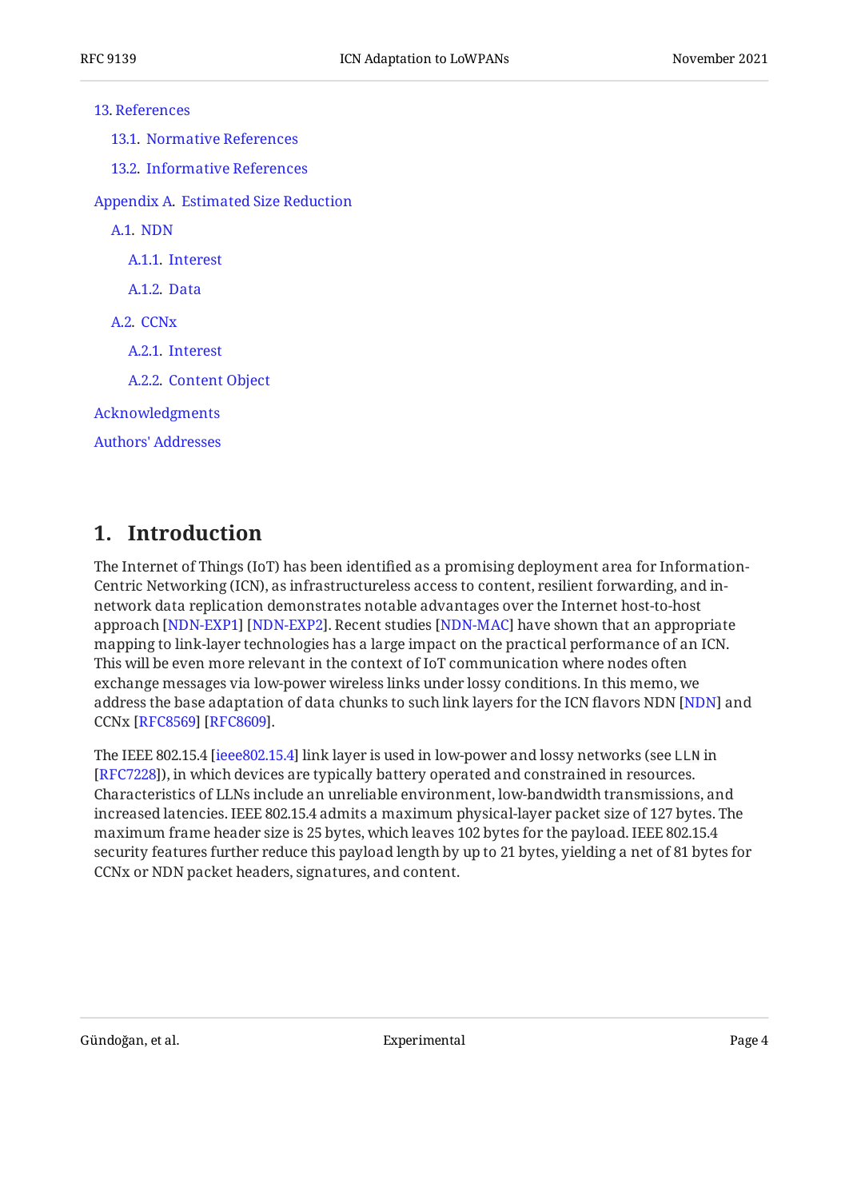- 13. References
  - 13.1. Normative References
  - 13.2. Informative References
- Appendix A. Estimated Size Reduction
  - A.1. NDN
    - A.1.1. Interest
    - A.1.2. Data
  - A.2. CCNx
    - A.2.1. Interest
    - A.2.2. Content Object
- Acknowledgments
- Authors' Addresses

# 1. Introduction

The Internet of Things (IoT) has been identified as a promising deployment area for Information-Centric Networking (ICN), as infrastructureless access to content, resilient forwarding, and in-network data replication demonstrates notable advantages over the Internet host-to-host approach [NDN-EXP1] [NDN-EXP2]. Recent studies [NDN-MAC] have shown that an appropriate mapping to link-layer technologies has a large impact on the practical performance of an ICN. This will be even more relevant in the context of IoT communication where nodes often exchange messages via low-power wireless links under lossy conditions. In this memo, we address the base adaptation of data chunks to such link layers for the ICN flavors NDN [NDN] and CCNx [RFC8569] [RFC8609].

The IEEE 802.15.4 [ieee802.15.4] link layer is used in low-power and lossy networks (see `LLN` in [RFC7228]), in which devices are typically battery operated and constrained in resources. Characteristics of LLNs include an unreliable environment, low-bandwidth transmissions, and increased latencies. IEEE 802.15.4 admits a maximum physical-layer packet size of 127 bytes. The maximum frame header size is 25 bytes, which leaves 102 bytes for the payload. IEEE 802.15.4 security features further reduce this payload length by up to 21 bytes, yielding a net of 81 bytes for CCNx or NDN packet headers, signatures, and content.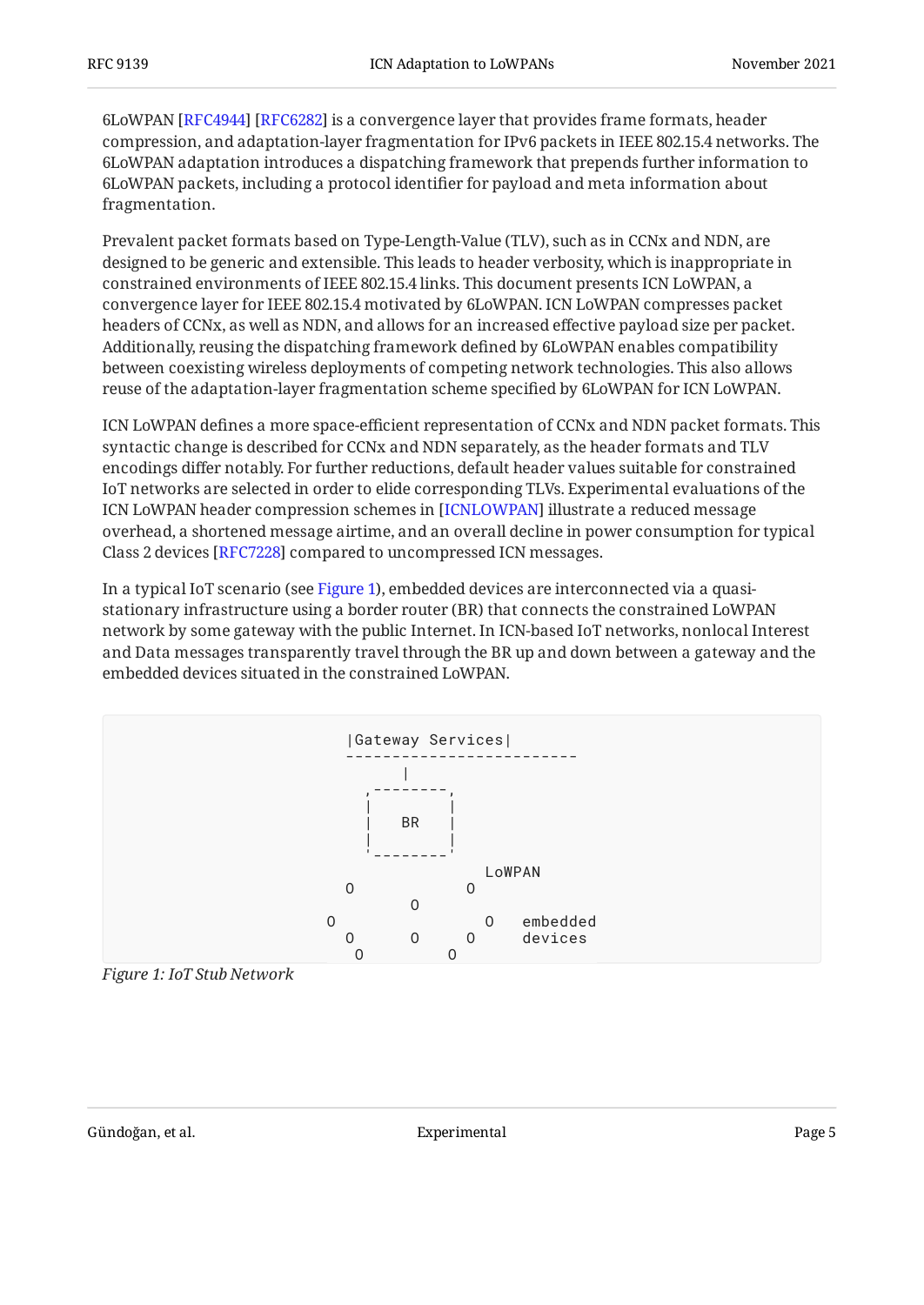6LoWPAN [RFC4944] [RFC6282] is a convergence layer that provides frame formats, header compression, and adaptation-layer fragmentation for IPv6 packets in IEEE 802.15.4 networks. The 6LoWPAN adaptation introduces a dispatching framework that prepends further information to 6LoWPAN packets, including a protocol identifier for payload and meta information about fragmentation.

Prevalent packet formats based on Type-Length-Value (TLV), such as in CCNx and NDN, are designed to be generic and extensible. This leads to header verbosity, which is inappropriate in constrained environments of IEEE 802.15.4 links. This document presents ICN LoWPAN, a convergence layer for IEEE 802.15.4 motivated by 6LoWPAN. ICN LoWPAN compresses packet headers of CCNx, as well as NDN, and allows for an increased effective payload size per packet. Additionally, reusing the dispatching framework defined by 6LoWPAN enables compatibility between coexisting wireless deployments of competing network technologies. This also allows reuse of the adaptation-layer fragmentation scheme specified by 6LoWPAN for ICN LoWPAN.

ICN LoWPAN defines a more space-efficient representation of CCNx and NDN packet formats. This syntactic change is described for CCNx and NDN separately, as the header formats and TLV encodings differ notably. For further reductions, default header values suitable for constrained IoT networks are selected in order to elide corresponding TLVs. Experimental evaluations of the ICN LoWPAN header compression schemes in [ICNLOWPAN] illustrate a reduced message overhead, a shortened message airtime, and an overall decline in power consumption for typical Class 2 devices [RFC7228] compared to uncompressed ICN messages.

In a typical IoT scenario (see Figure 1), embedded devices are interconnected via a quasi-stationary infrastructure using a border router (BR) that connects the constrained LoWPAN network by some gateway with the public Internet. In ICN-based IoT networks, nonlocal Interest and Data messages transparently travel through the BR up and down between a gateway and the embedded devices situated in the constrained LoWPAN.

```
                   |Gateway Services|
                   -------------------------
                         |
                     ,--------,
                     |        |
                     |   BR   |
                     |        |
                     '--------'
                                  LoWPAN
                   O            O
                          O
                 O                O   embedded
                   O      O     O     devices
                    O         O
```

*Figure 1: IoT Stub Network*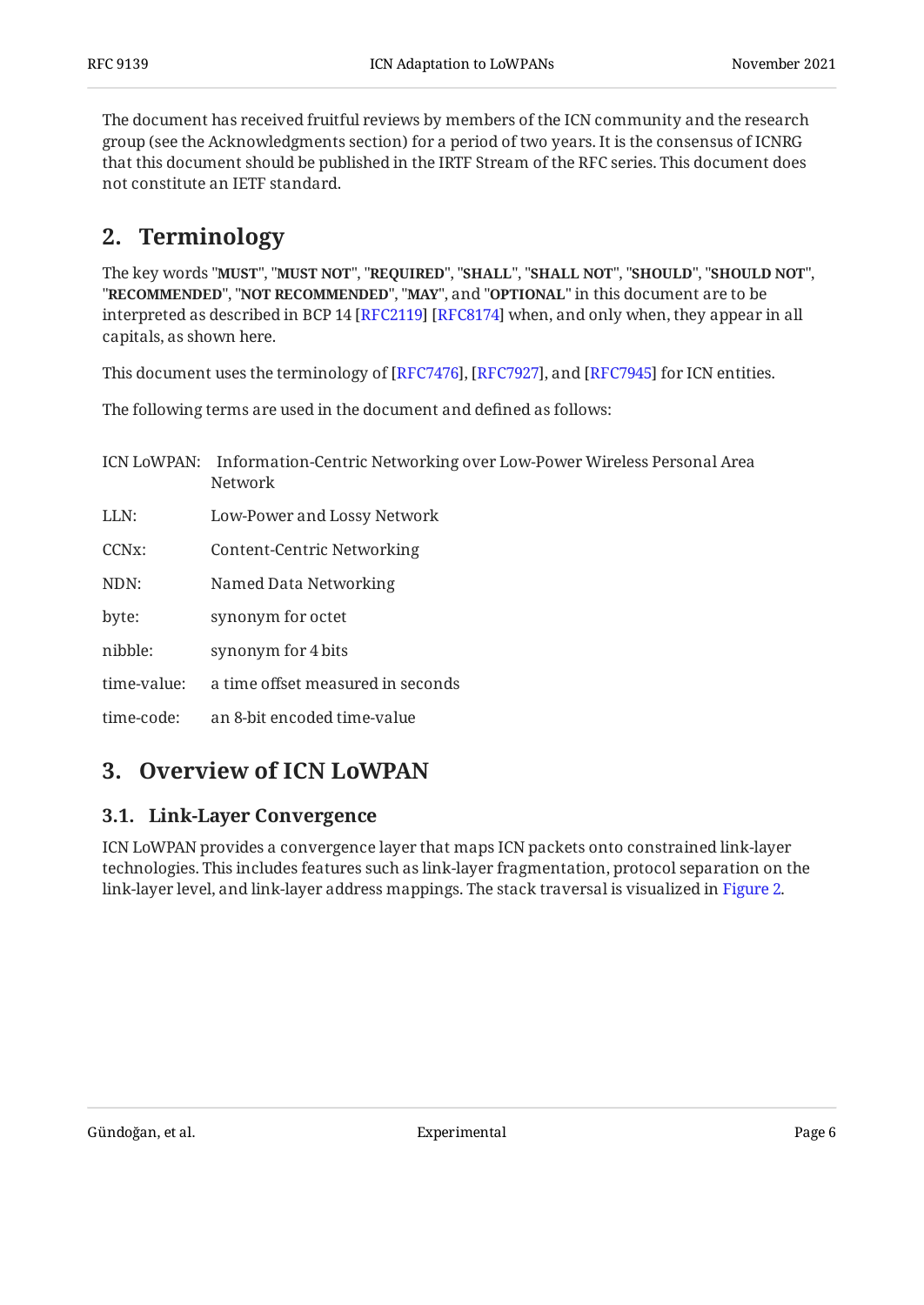The document has received fruitful reviews by members of the ICN community and the research group (see the Acknowledgments section) for a period of two years. It is the consensus of ICNRG that this document should be published in the IRTF Stream of the RFC series. This document does not constitute an IETF standard.

## 2. Terminology

The key words "**MUST**", "**MUST NOT**", "**REQUIRED**", "**SHALL**", "**SHALL NOT**", "**SHOULD**", "**SHOULD NOT**", "**RECOMMENDED**", "**NOT RECOMMENDED**", "**MAY**", and "**OPTIONAL**" in this document are to be interpreted as described in BCP 14 [RFC2119] [RFC8174] when, and only when, they appear in all capitals, as shown here.

This document uses the terminology of [RFC7476], [RFC7927], and [RFC7945] for ICN entities.

The following terms are used in the document and defined as follows:

ICN LoWPAN: Information-Centric Networking over Low-Power Wireless Personal Area Network

LLN: Low-Power and Lossy Network

CCNx: Content-Centric Networking

NDN: Named Data Networking

byte: synonym for octet

nibble: synonym for 4 bits

time-value: a time offset measured in seconds

time-code: an 8-bit encoded time-value

## 3. Overview of ICN LoWPAN

### 3.1. Link-Layer Convergence

ICN LoWPAN provides a convergence layer that maps ICN packets onto constrained link-layer technologies. This includes features such as link-layer fragmentation, protocol separation on the link-layer level, and link-layer address mappings. The stack traversal is visualized in Figure 2.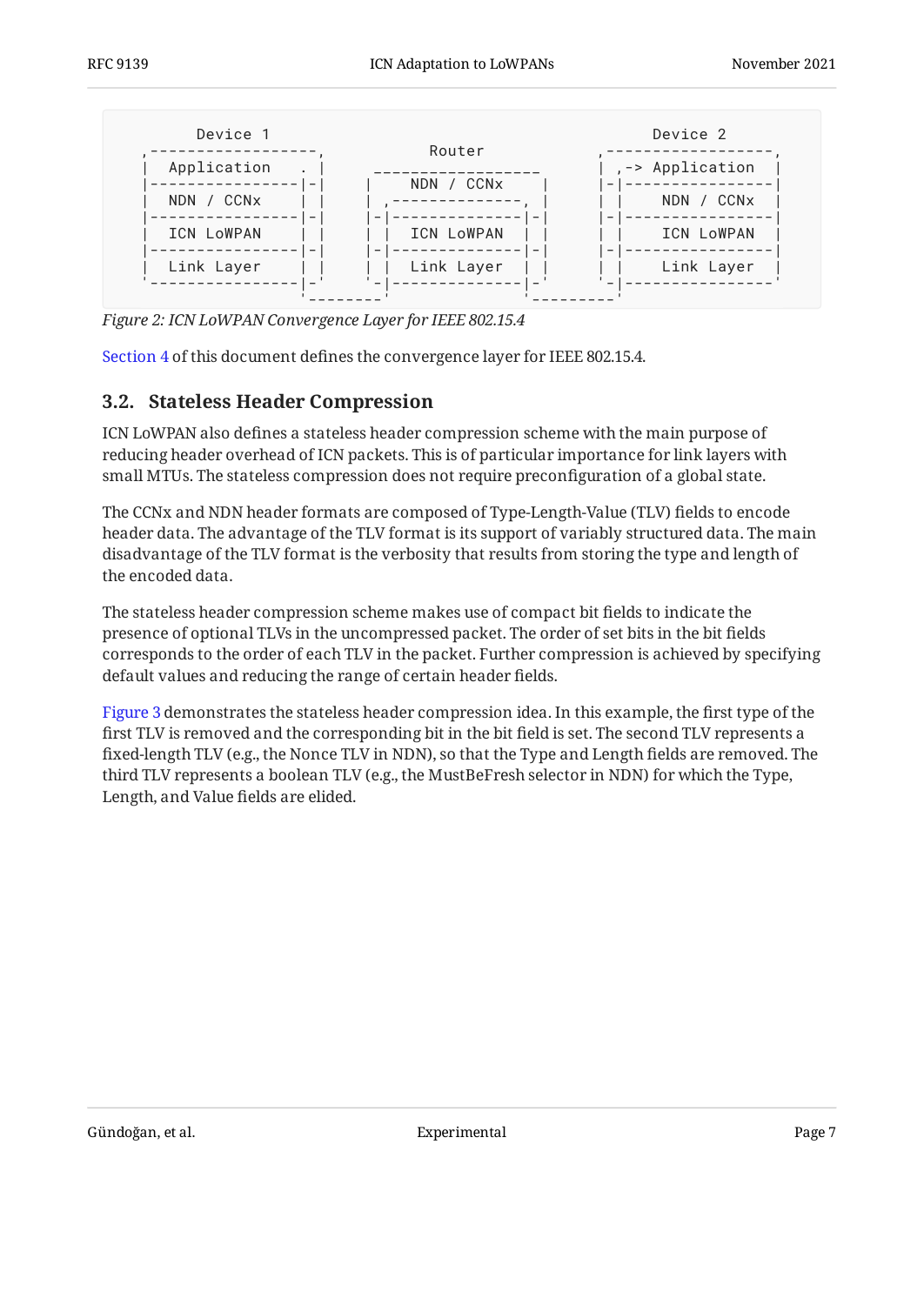```
      Device 1                                            Device 2
 ,------------------,         Router               ,------------------,
 |  Application   . |    _________________         | ,-> Application  |
 |----------------|-|   |    NDN / CCNx    |       |-|----------------|
 |  NDN / CCNx    | |   |  ,-------------, |       | |    NDN / CCNx  |
 |----------------|-|   |-|--------------|-|       |-|----------------|
 |  ICN LoWPAN    | |   | |  ICN LoWPAN  | |       | |    ICN LoWPAN  |
 |----------------|-|   |-|--------------|-|       |-|----------------|
 |  Link Layer    | |   | |  Link Layer  | |       | |    Link Layer  |
 '----------------|-'   '-|--------------|-'       '-|----------------'
                  '--------'              '-----------'
```

*Figure 2: ICN LoWPAN Convergence Layer for IEEE 802.15.4*

Section 4 of this document defines the convergence layer for IEEE 802.15.4.

## 3.2. Stateless Header Compression

ICN LoWPAN also defines a stateless header compression scheme with the main purpose of reducing header overhead of ICN packets. This is of particular importance for link layers with small MTUs. The stateless compression does not require preconfiguration of a global state.

The CCNx and NDN header formats are composed of Type-Length-Value (TLV) fields to encode header data. The advantage of the TLV format is its support of variably structured data. The main disadvantage of the TLV format is the verbosity that results from storing the type and length of the encoded data.

The stateless header compression scheme makes use of compact bit fields to indicate the presence of optional TLVs in the uncompressed packet. The order of set bits in the bit fields corresponds to the order of each TLV in the packet. Further compression is achieved by specifying default values and reducing the range of certain header fields.

Figure 3 demonstrates the stateless header compression idea. In this example, the first type of the first TLV is removed and the corresponding bit in the bit field is set. The second TLV represents a fixed-length TLV (e.g., the Nonce TLV in NDN), so that the Type and Length fields are removed. The third TLV represents a boolean TLV (e.g., the MustBeFresh selector in NDN) for which the Type, Length, and Value fields are elided.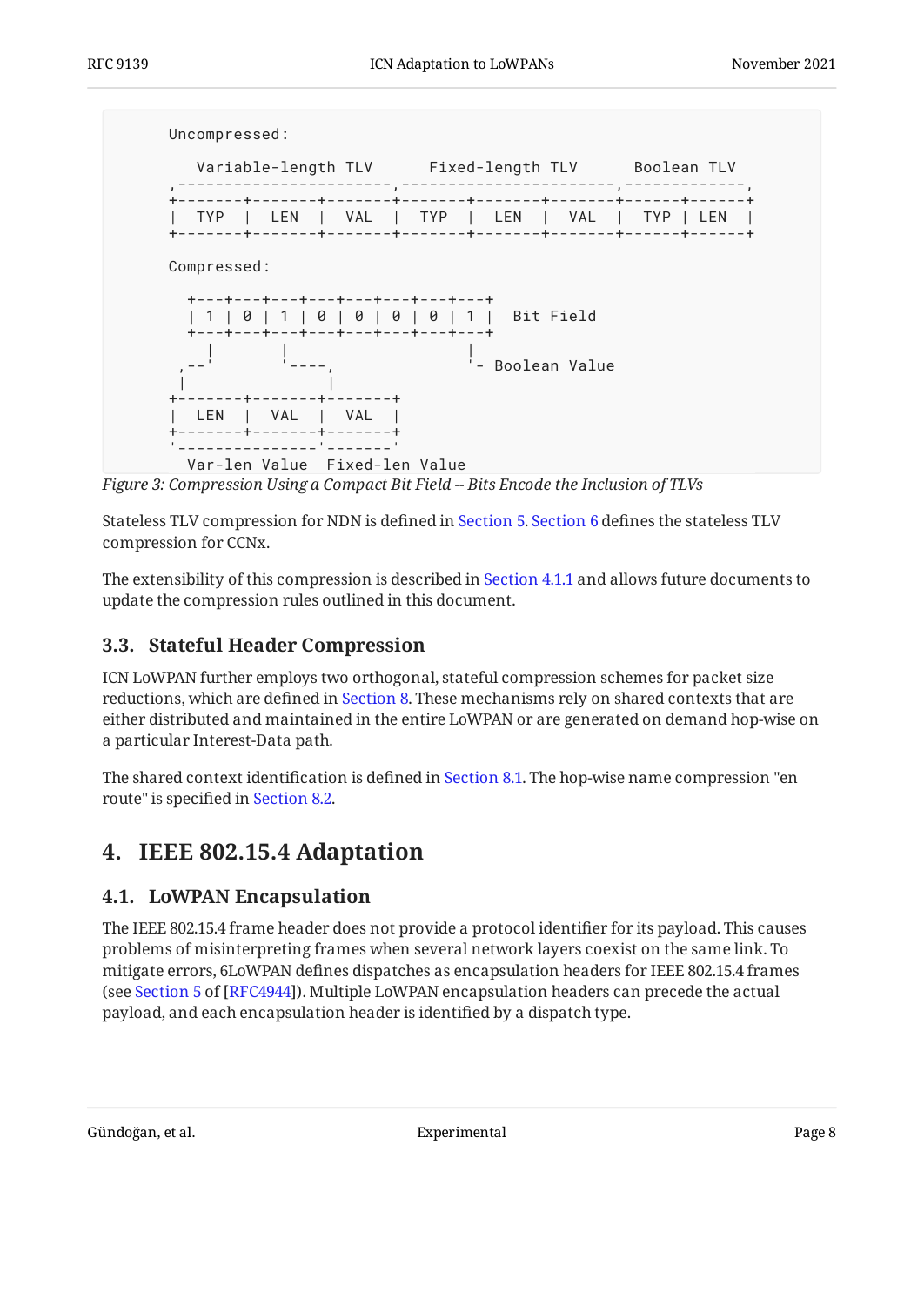```
Uncompressed:

   Variable-length TLV      Fixed-length TLV      Boolean TLV
,-----------------------,-----------------------,-------------,
+-------+-------+-------+-------+-------+-------+------+------+
|  TYP  |  LEN  |  VAL  |  TYP  |  LEN  |  VAL  |  TYP | LEN  |
+-------+-------+-------+-------+-------+-------+------+------+

Compressed:

  +---+---+---+---+---+---+---+---+
  | 1 | 0 | 1 | 0 | 0 | 0 | 0 | 1 |  Bit Field
  +---+---+---+---+---+---+---+---+
    |       |                   |
 ,--'       '----,              '- Boolean Value
 |               |
+-------+-------+-------+
|  LEN  |  VAL  |  VAL  |
+-------+-------+-------+
'---------------'-------'
  Var-len Value  Fixed-len Value
```

*Figure 3: Compression Using a Compact Bit Field -- Bits Encode the Inclusion of TLVs*

Stateless TLV compression for NDN is defined in Section 5. Section 6 defines the stateless TLV compression for CCNx.

The extensibility of this compression is described in Section 4.1.1 and allows future documents to update the compression rules outlined in this document.

### 3.3. Stateful Header Compression

ICN LoWPAN further employs two orthogonal, stateful compression schemes for packet size reductions, which are defined in Section 8. These mechanisms rely on shared contexts that are either distributed and maintained in the entire LoWPAN or are generated on demand hop-wise on a particular Interest-Data path.

The shared context identification is defined in Section 8.1. The hop-wise name compression "en route" is specified in Section 8.2.

## 4. IEEE 802.15.4 Adaptation

### 4.1. LoWPAN Encapsulation

The IEEE 802.15.4 frame header does not provide a protocol identifier for its payload. This causes problems of misinterpreting frames when several network layers coexist on the same link. To mitigate errors, 6LoWPAN defines dispatches as encapsulation headers for IEEE 802.15.4 frames (see Section 5 of [RFC4944]). Multiple LoWPAN encapsulation headers can precede the actual payload, and each encapsulation header is identified by a dispatch type.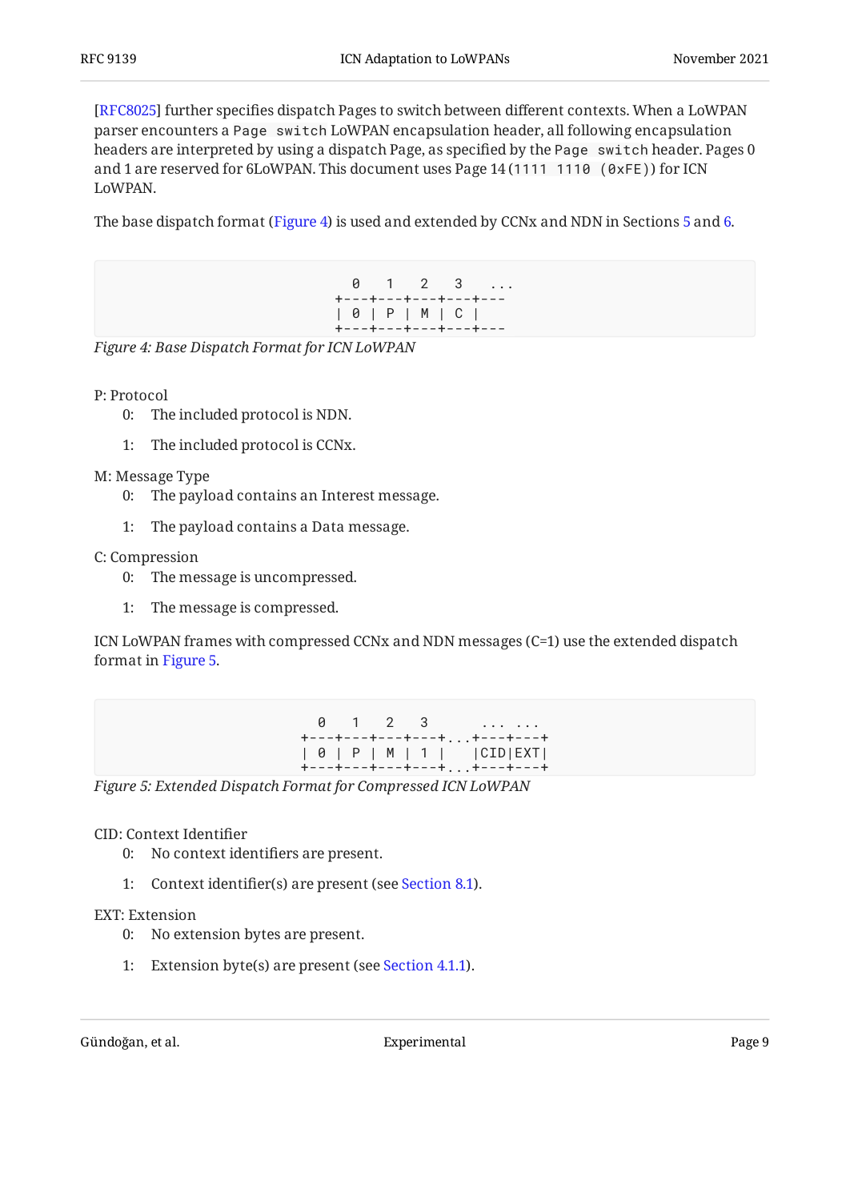[RFC8025] further specifies dispatch Pages to switch between different contexts. When a LoWPAN parser encounters a `Page switch` LoWPAN encapsulation header, all following encapsulation headers are interpreted by using a dispatch Page, as specified by the `Page switch` header. Pages 0 and 1 are reserved for 6LoWPAN. This document uses Page 14 (`1111 1110 (0xFE)`) for ICN LoWPAN.

The base dispatch format (Figure 4) is used and extended by CCNx and NDN in Sections 5 and 6.

```
  0   1   2   3   ...
+---+---+---+---+---
| 0 | P | M | C |
+---+---+---+---+---
```

*Figure 4: Base Dispatch Format for ICN LoWPAN*

P: Protocol

- 0: The included protocol is NDN.
- 1: The included protocol is CCNx.

M: Message Type

- 0: The payload contains an Interest message.
- 1: The payload contains a Data message.

C: Compression

- 0: The message is uncompressed.
- 1: The message is compressed.

ICN LoWPAN frames with compressed CCNx and NDN messages (C=1) use the extended dispatch format in Figure 5.

```
  0   1   2   3       ... ...
+---+---+---+---+...+---+---+
| 0 | P | M | 1 |    |CID|EXT|
+---+---+---+---+...+---+---+
```

*Figure 5: Extended Dispatch Format for Compressed ICN LoWPAN*

CID: Context Identifier

- 0: No context identifiers are present.
- 1: Context identifier(s) are present (see Section 8.1).

EXT: Extension

- 0: No extension bytes are present.
- 1: Extension byte(s) are present (see Section 4.1.1).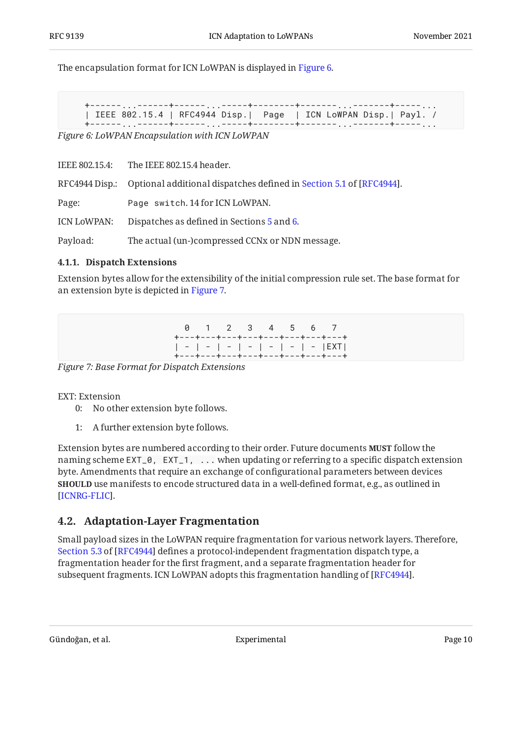The encapsulation format for ICN LoWPAN is displayed in Figure 6.

```
+------...------+------...-----+--------+-------...-------+-----...
| IEEE 802.15.4 | RFC4944 Disp.|  Page  | ICN LoWPAN Disp.| Payl. /
+------...------+------...-----+--------+-------...-------+-----...
```

*Figure 6: LoWPAN Encapsulation with ICN LoWPAN*

IEEE 802.15.4: The IEEE 802.15.4 header.

RFC4944 Disp.: Optional additional dispatches defined in Section 5.1 of [RFC4944].

Page: `Page switch`. 14 for ICN LoWPAN.

ICN LoWPAN: Dispatches as defined in Sections 5 and 6.

Payload: The actual (un-)compressed CCNx or NDN message.

### 4.1.1. Dispatch Extensions

Extension bytes allow for the extensibility of the initial compression rule set. The base format for an extension byte is depicted in Figure 7.

```
  0   1   2   3   4   5   6   7
+---+---+---+---+---+---+---+---+
| - | - | - | - | - | - | - |EXT|
+---+---+---+---+---+---+---+---+
```

*Figure 7: Base Format for Dispatch Extensions*

EXT: Extension

- 0: No other extension byte follows.
- 1: A further extension byte follows.

Extension bytes are numbered according to their order. Future documents **MUST** follow the naming scheme `EXT_0, EXT_1, ...` when updating or referring to a specific dispatch extension byte. Amendments that require an exchange of configurational parameters between devices **SHOULD** use manifests to encode structured data in a well-defined format, e.g., as outlined in [ICNRG-FLIC].

## 4.2. Adaptation-Layer Fragmentation

Small payload sizes in the LoWPAN require fragmentation for various network layers. Therefore, Section 5.3 of [RFC4944] defines a protocol-independent fragmentation dispatch type, a fragmentation header for the first fragment, and a separate fragmentation header for subsequent fragments. ICN LoWPAN adopts this fragmentation handling of [RFC4944].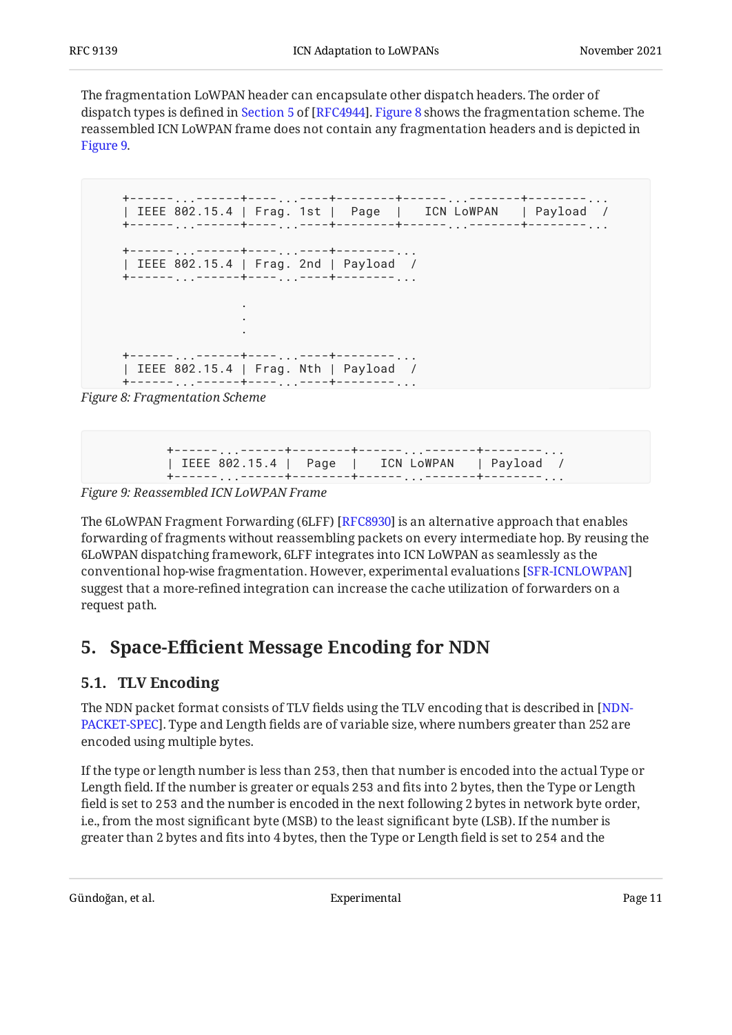The fragmentation LoWPAN header can encapsulate other dispatch headers. The order of dispatch types is defined in Section 5 of [RFC4944]. Figure 8 shows the fragmentation scheme. The reassembled ICN LoWPAN frame does not contain any fragmentation headers and is depicted in Figure 9.

```
+------...------+----...----+--------+------...-------+--------...
| IEEE 802.15.4 | Frag. 1st |  Page  |   ICN LoWPAN   | Payload  /
+------...------+----...----+--------+------...-------+--------...

+------...------+----...----+--------...
| IEEE 802.15.4 | Frag. 2nd | Payload  /
+------...------+----...----+--------...

                .
                .
                .

+------...------+----...----+--------...
| IEEE 802.15.4 | Frag. Nth | Payload  /
+------...------+----...----+--------...
```

*Figure 8: Fragmentation Scheme*

```
+------...------+--------+------...-------+--------...
| IEEE 802.15.4 |  Page  |   ICN LoWPAN   | Payload  /
+------...------+--------+------...-------+--------...
```

*Figure 9: Reassembled ICN LoWPAN Frame*

The 6LoWPAN Fragment Forwarding (6LFF) [RFC8930] is an alternative approach that enables forwarding of fragments without reassembling packets on every intermediate hop. By reusing the 6LoWPAN dispatching framework, 6LFF integrates into ICN LoWPAN as seamlessly as the conventional hop-wise fragmentation. However, experimental evaluations [SFR-ICNLOWPAN] suggest that a more-refined integration can increase the cache utilization of forwarders on a request path.

## 5. Space-Efficient Message Encoding for NDN

### 5.1. TLV Encoding

The NDN packet format consists of TLV fields using the TLV encoding that is described in [NDN-PACKET-SPEC]. Type and Length fields are of variable size, where numbers greater than 252 are encoded using multiple bytes.

If the type or length number is less than 253, then that number is encoded into the actual Type or Length field. If the number is greater or equals 253 and fits into 2 bytes, then the Type or Length field is set to 253 and the number is encoded in the next following 2 bytes in network byte order, i.e., from the most significant byte (MSB) to the least significant byte (LSB). If the number is greater than 2 bytes and fits into 4 bytes, then the Type or Length field is set to 254 and the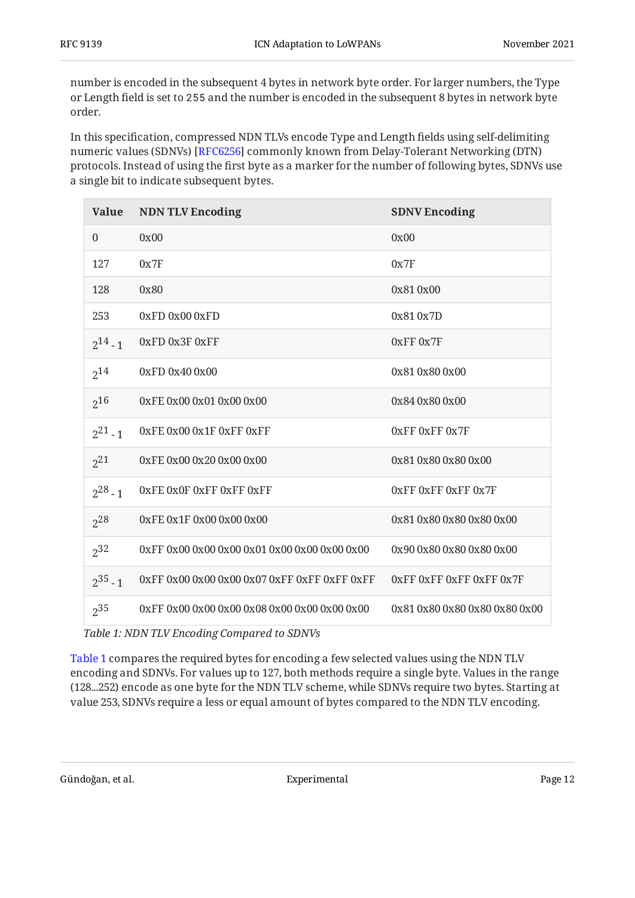number is encoded in the subsequent 4 bytes in network byte order. For larger numbers, the Type or Length field is set to 255 and the number is encoded in the subsequent 8 bytes in network byte order.

In this specification, compressed NDN TLVs encode Type and Length fields using self-delimiting numeric values (SDNVs) [RFC6256] commonly known from Delay-Tolerant Networking (DTN) protocols. Instead of using the first byte as a marker for the number of following bytes, SDNVs use a single bit to indicate subsequent bytes.

| Value | NDN TLV Encoding | SDNV Encoding |
|---|---|---|
| 0 | 0x00 | 0x00 |
| 127 | 0x7F | 0x7F |
| 128 | 0x80 | 0x81 0x00 |
| 253 | 0xFD 0x00 0xFD | 0x81 0x7D |
| $2^{14} - 1$ | 0xFD 0x3F 0xFF | 0xFF 0x7F |
| $2^{14}$ | 0xFD 0x40 0x00 | 0x81 0x80 0x00 |
| $2^{16}$ | 0xFE 0x00 0x01 0x00 0x00 | 0x84 0x80 0x00 |
| $2^{21} - 1$ | 0xFE 0x00 0x1F 0xFF 0xFF | 0xFF 0xFF 0x7F |
| $2^{21}$ | 0xFE 0x00 0x20 0x00 0x00 | 0x81 0x80 0x80 0x00 |
| $2^{28} - 1$ | 0xFE 0x0F 0xFF 0xFF 0xFF | 0xFF 0xFF 0xFF 0x7F |
| $2^{28}$ | 0xFE 0x1F 0x00 0x00 0x00 | 0x81 0x80 0x80 0x80 0x00 |
| $2^{32}$ | 0xFF 0x00 0x00 0x00 0x01 0x00 0x00 0x00 0x00 | 0x90 0x80 0x80 0x80 0x00 |
| $2^{35} - 1$ | 0xFF 0x00 0x00 0x00 0x07 0xFF 0xFF 0xFF 0xFF | 0xFF 0xFF 0xFF 0xFF 0x7F |
| $2^{35}$ | 0xFF 0x00 0x00 0x00 0x08 0x00 0x00 0x00 0x00 | 0x81 0x80 0x80 0x80 0x80 0x00 |

*Table 1: NDN TLV Encoding Compared to SDNVs*

Table 1 compares the required bytes for encoding a few selected values using the NDN TLV encoding and SDNVs. For values up to 127, both methods require a single byte. Values in the range (128...252) encode as one byte for the NDN TLV scheme, while SDNVs require two bytes. Starting at value 253, SDNVs require a less or equal amount of bytes compared to the NDN TLV encoding.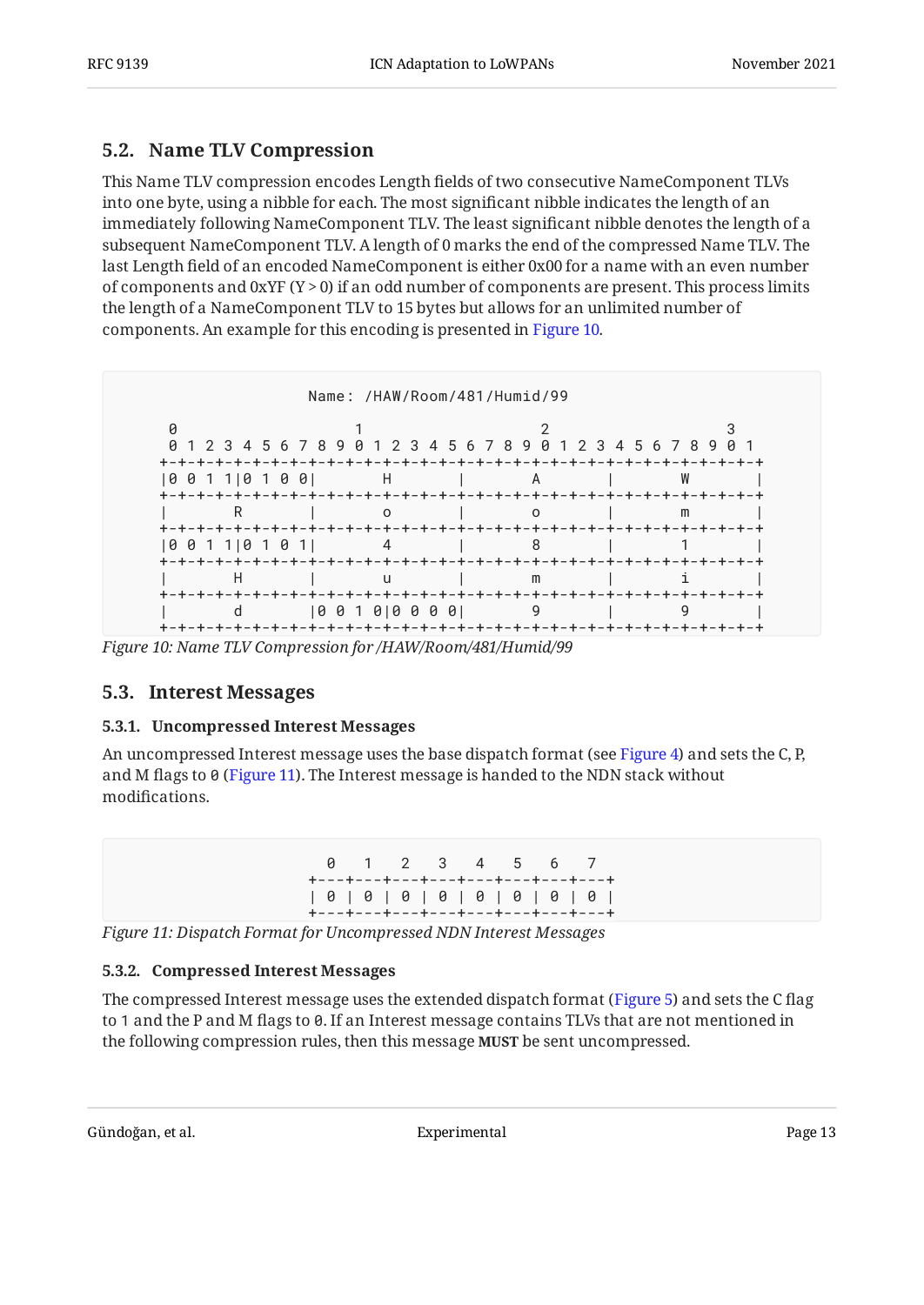## 5.2. Name TLV Compression

This Name TLV compression encodes Length fields of two consecutive NameComponent TLVs into one byte, using a nibble for each. The most significant nibble indicates the length of an immediately following NameComponent TLV. The least significant nibble denotes the length of a subsequent NameComponent TLV. A length of 0 marks the end of the compressed Name TLV. The last Length field of an encoded NameComponent is either 0x00 for a name with an even number of components and 0xYF (Y > 0) if an odd number of components are present. This process limits the length of a NameComponent TLV to 15 bytes but allows for an unlimited number of components. An example for this encoding is presented in Figure 10.

```
                    Name: /HAW/Room/481/Humid/99

      0                   1                   2                   3
      0 1 2 3 4 5 6 7 8 9 0 1 2 3 4 5 6 7 8 9 0 1 2 3 4 5 6 7 8 9 0 1
     +-+-+-+-+-+-+-+-+-+-+-+-+-+-+-+-+-+-+-+-+-+-+-+-+-+-+-+-+-+-+-+-+
     |0 0 1 1|0 1 0 0|       H       |       A       |       W       |
     +-+-+-+-+-+-+-+-+-+-+-+-+-+-+-+-+-+-+-+-+-+-+-+-+-+-+-+-+-+-+-+-+
     |       R       |       o       |       o       |       m       |
     +-+-+-+-+-+-+-+-+-+-+-+-+-+-+-+-+-+-+-+-+-+-+-+-+-+-+-+-+-+-+-+-+
     |0 0 1 1|0 1 0 1|       4       |       8       |       1       |
     +-+-+-+-+-+-+-+-+-+-+-+-+-+-+-+-+-+-+-+-+-+-+-+-+-+-+-+-+-+-+-+-+
     |       H       |       u       |       m       |       i       |
     +-+-+-+-+-+-+-+-+-+-+-+-+-+-+-+-+-+-+-+-+-+-+-+-+-+-+-+-+-+-+-+-+
     |       d       |0 0 1 0|0 0 0 0|       9       |       9       |
     +-+-+-+-+-+-+-+-+-+-+-+-+-+-+-+-+-+-+-+-+-+-+-+-+-+-+-+-+-+-+-+-+
```

*Figure 10: Name TLV Compression for /HAW/Room/481/Humid/99*

## 5.3. Interest Messages

### 5.3.1. Uncompressed Interest Messages

An uncompressed Interest message uses the base dispatch format (see Figure 4) and sets the C, P, and M flags to `0` (Figure 11). The Interest message is handed to the NDN stack without modifications.

```
                      0   1   2   3   4   5   6   7
                    +---+---+---+---+---+---+---+---+
                    | 0 | 0 | 0 | 0 | 0 | 0 | 0 | 0 |
                    +---+---+---+---+---+---+---+---+
```

*Figure 11: Dispatch Format for Uncompressed NDN Interest Messages*

### 5.3.2. Compressed Interest Messages

The compressed Interest message uses the extended dispatch format (Figure 5) and sets the C flag to `1` and the P and M flags to `0`. If an Interest message contains TLVs that are not mentioned in the following compression rules, then this message **MUST** be sent uncompressed.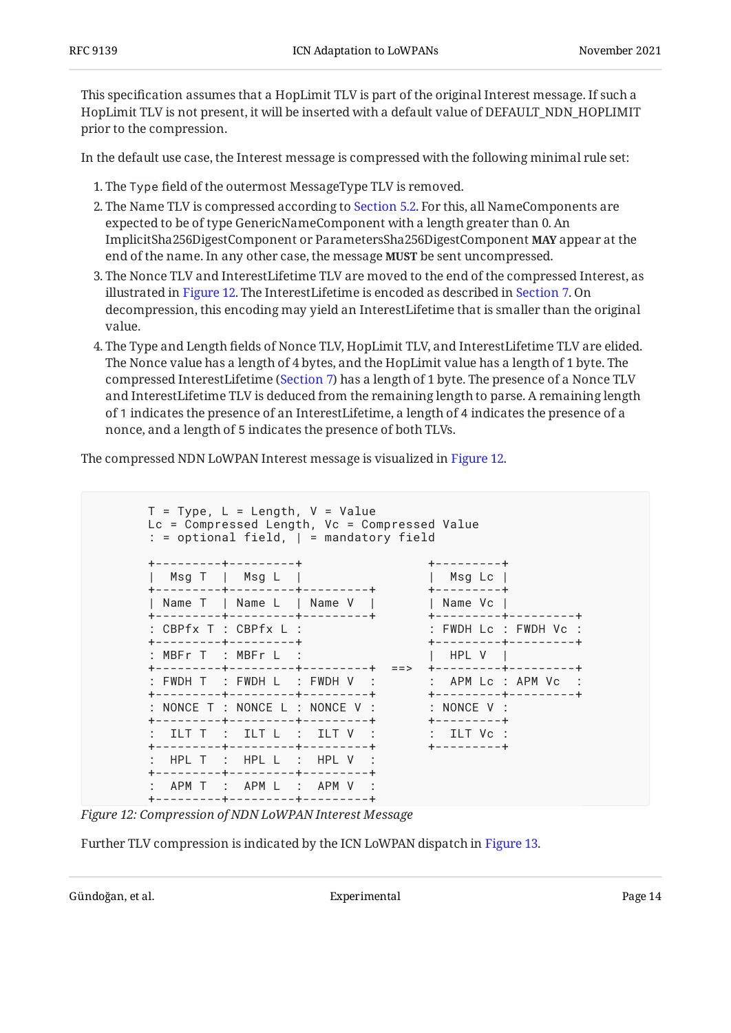This specification assumes that a HopLimit TLV is part of the original Interest message. If such a HopLimit TLV is not present, it will be inserted with a default value of DEFAULT_NDN_HOPLIMIT prior to the compression.

In the default use case, the Interest message is compressed with the following minimal rule set:

1. The `Type` field of the outermost MessageType TLV is removed.
2. The Name TLV is compressed according to Section 5.2. For this, all NameComponents are expected to be of type GenericNameComponent with a length greater than 0. An ImplicitSha256DigestComponent or ParametersSha256DigestComponent **MAY** appear at the end of the name. In any other case, the message **MUST** be sent uncompressed.
3. The Nonce TLV and InterestLifetime TLV are moved to the end of the compressed Interest, as illustrated in Figure 12. The InterestLifetime is encoded as described in Section 7. On decompression, this encoding may yield an InterestLifetime that is smaller than the original value.
4. The Type and Length fields of Nonce TLV, HopLimit TLV, and InterestLifetime TLV are elided. The Nonce value has a length of 4 bytes, and the HopLimit value has a length of 1 byte. The compressed InterestLifetime (Section 7) has a length of 1 byte. The presence of a Nonce TLV and InterestLifetime TLV is deduced from the remaining length to parse. A remaining length of `1` indicates the presence of an InterestLifetime, a length of `4` indicates the presence of a nonce, and a length of `5` indicates the presence of both TLVs.

The compressed NDN LoWPAN Interest message is visualized in Figure 12.

```
         T = Type, L = Length, V = Value
         Lc = Compressed Length, Vc = Compressed Value
         : = optional field, | = mandatory field

         +---------+---------+                 +---------+
         |  Msg T  |  Msg L  |                 |  Msg Lc |
         +---------+---------+---------+       +---------+
         | Name T  | Name L  | Name V  |       | Name Vc |
         +---------+---------+---------+       +---------+---------+
         : CBPfx T : CBPfx L :                 : FWDH Lc : FWDH Vc :
         +---------+---------+                 +---------+---------+
         : MBFr T  : MBFr L  :                 |  HPL V  |
         +---------+---------+---------+  ==>  +---------+---------+
         : FWDH T  : FWDH L  : FWDH V  :       :  APM Lc : APM Vc  :
         +---------+---------+---------+       +---------+---------+
         : NONCE T : NONCE L : NONCE V :       : NONCE V :
         +---------+---------+---------+       +---------+
         :  ILT T  :  ILT L  :  ILT V  :       :  ILT Vc :
         +---------+---------+---------+       +---------+
         :  HPL T  :  HPL L  :  HPL V  :
         +---------+---------+---------+
         :  APM T  :  APM L  :  APM V  :
         +---------+---------+---------+
```

*Figure 12: Compression of NDN LoWPAN Interest Message*

Further TLV compression is indicated by the ICN LoWPAN dispatch in Figure 13.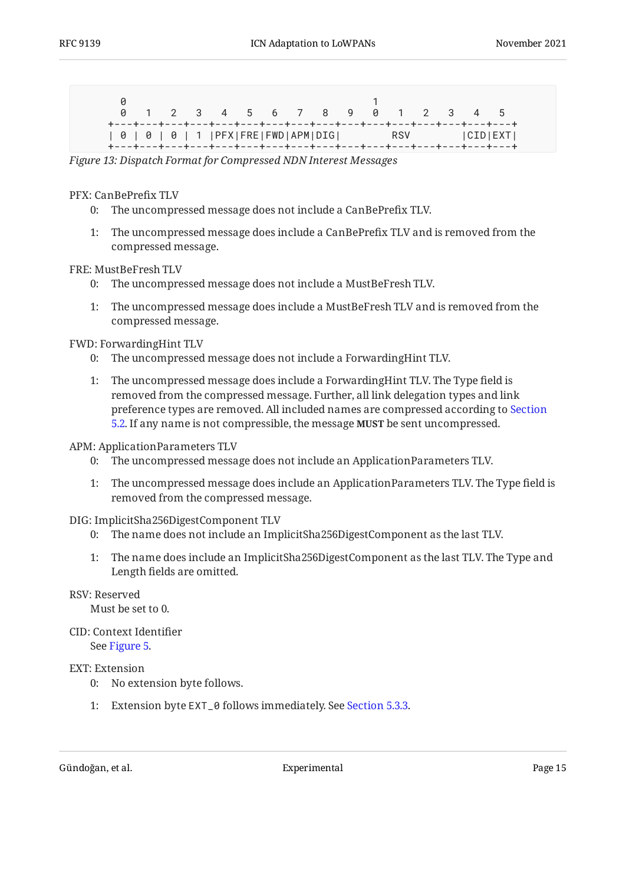```
      0                                       1
      0   1   2   3   4   5   6   7   8   9   0   1   2   3   4   5
    +---+---+---+---+---+---+---+---+---+---+---+---+---+---+---+---+
    | 0 | 0 | 0 | 1 |PFX|FRE|FWD|APM|DIG|        RSV        |CID|EXT|
    +---+---+---+---+---+---+---+---+---+---+---+---+---+---+---+---+
```

*Figure 13: Dispatch Format for Compressed NDN Interest Messages*

PFX: CanBePrefix TLV

- 0: The uncompressed message does not include a CanBePrefix TLV.
- 1: The uncompressed message does include a CanBePrefix TLV and is removed from the compressed message.

FRE: MustBeFresh TLV

- 0: The uncompressed message does not include a MustBeFresh TLV.
- 1: The uncompressed message does include a MustBeFresh TLV and is removed from the compressed message.

FWD: ForwardingHint TLV

- 0: The uncompressed message does not include a ForwardingHint TLV.
- 1: The uncompressed message does include a ForwardingHint TLV. The Type field is removed from the compressed message. Further, all link delegation types and link preference types are removed. All included names are compressed according to Section 5.2. If any name is not compressible, the message **MUST** be sent uncompressed.

APM: ApplicationParameters TLV

- 0: The uncompressed message does not include an ApplicationParameters TLV.
- 1: The uncompressed message does include an ApplicationParameters TLV. The Type field is removed from the compressed message.

DIG: ImplicitSha256DigestComponent TLV

- 0: The name does not include an ImplicitSha256DigestComponent as the last TLV.
- 1: The name does include an ImplicitSha256DigestComponent as the last TLV. The Type and Length fields are omitted.

RSV: Reserved

Must be set to 0.

CID: Context Identifier

See Figure 5.

EXT: Extension

- 0: No extension byte follows.
- 1: Extension byte `EXT_0` follows immediately. See Section 5.3.3.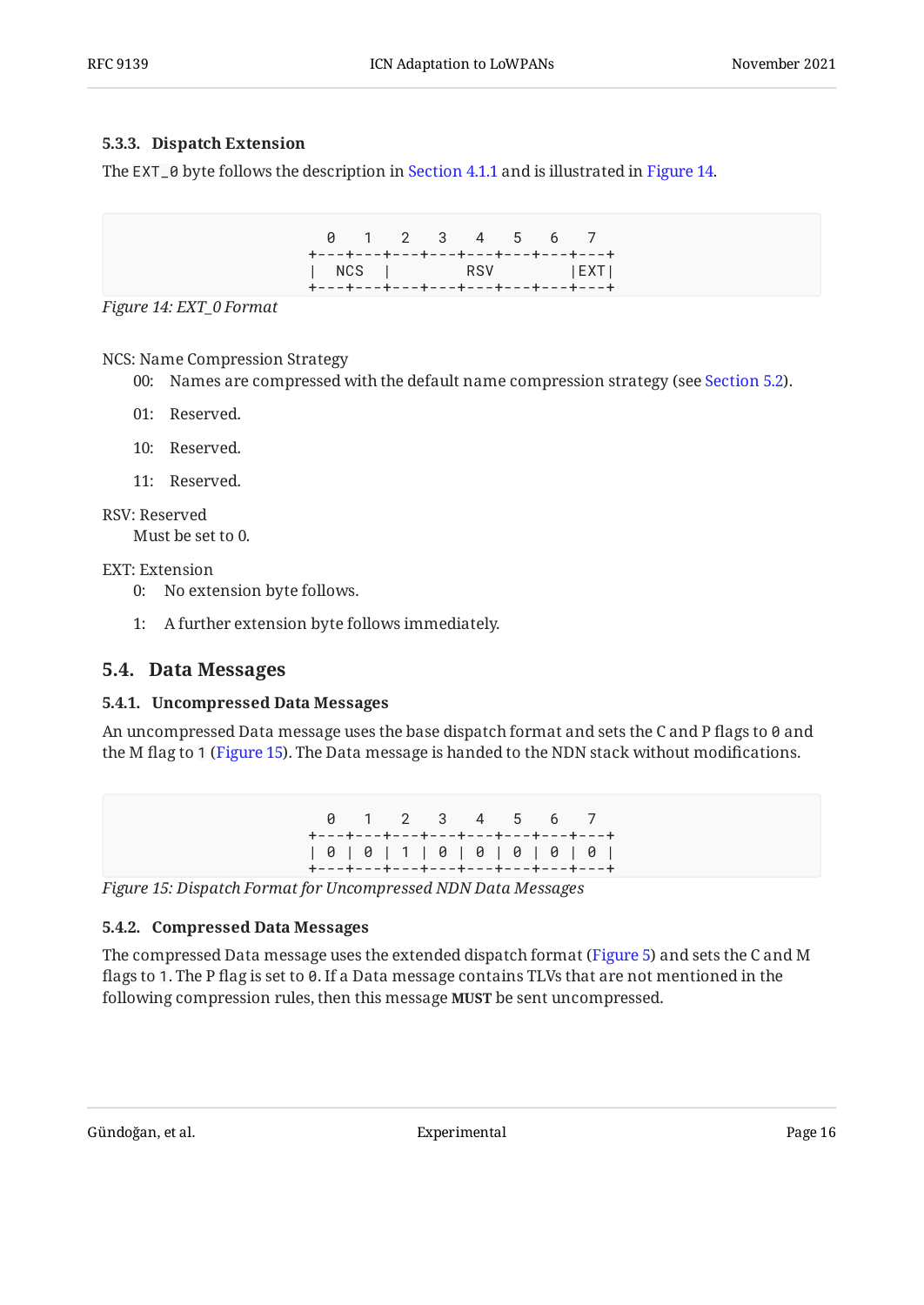#### 5.3.3. Dispatch Extension

The `EXT_0` byte follows the description in Section 4.1.1 and is illustrated in Figure 14.

```
  0   1   2   3   4   5   6   7
+---+---+---+---+---+---+---+---+
|  NCS  |         RSV       |EXT|
+---+---+---+---+---+---+---+---+
```

*Figure 14: EXT_0 Format*

NCS: Name Compression Strategy

- 00: Names are compressed with the default name compression strategy (see Section 5.2).
- 01: Reserved.
- 10: Reserved.
- 11: Reserved.

RSV: Reserved
: Must be set to 0.

EXT: Extension

- 0: No extension byte follows.
- 1: A further extension byte follows immediately.

### 5.4. Data Messages

#### 5.4.1. Uncompressed Data Messages

An uncompressed Data message uses the base dispatch format and sets the C and P flags to `0` and the M flag to `1` (Figure 15). The Data message is handed to the NDN stack without modifications.

```
  0   1   2   3   4   5   6   7
+---+---+---+---+---+---+---+---+
| 0 | 0 | 1 | 0 | 0 | 0 | 0 | 0 |
+---+---+---+---+---+---+---+---+
```

*Figure 15: Dispatch Format for Uncompressed NDN Data Messages*

#### 5.4.2. Compressed Data Messages

The compressed Data message uses the extended dispatch format (Figure 5) and sets the C and M flags to `1`. The P flag is set to `0`. If a Data message contains TLVs that are not mentioned in the following compression rules, then this message **MUST** be sent uncompressed.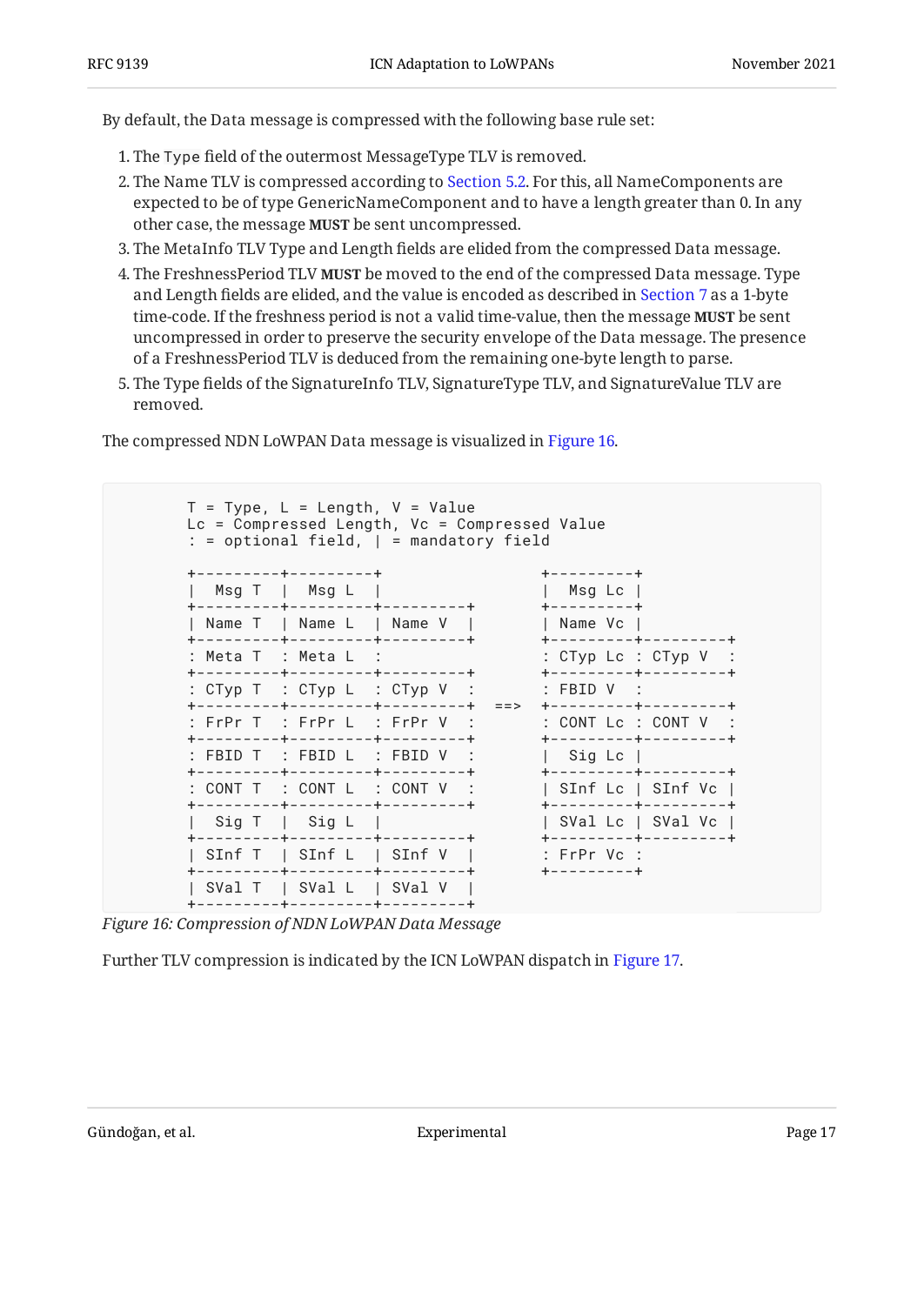By default, the Data message is compressed with the following base rule set:

1. The `Type` field of the outermost MessageType TLV is removed.
2. The Name TLV is compressed according to Section 5.2. For this, all NameComponents are expected to be of type GenericNameComponent and to have a length greater than 0. In any other case, the message **MUST** be sent uncompressed.
3. The MetaInfo TLV Type and Length fields are elided from the compressed Data message.
4. The FreshnessPeriod TLV **MUST** be moved to the end of the compressed Data message. Type and Length fields are elided, and the value is encoded as described in Section 7 as a 1-byte time-code. If the freshness period is not a valid time-value, then the message **MUST** be sent uncompressed in order to preserve the security envelope of the Data message. The presence of a FreshnessPeriod TLV is deduced from the remaining one-byte length to parse.
5. The Type fields of the SignatureInfo TLV, SignatureType TLV, and SignatureValue TLV are removed.

The compressed NDN LoWPAN Data message is visualized in Figure 16.

```
        T = Type, L = Length, V = Value
        Lc = Compressed Length, Vc = Compressed Value
        : = optional field, | = mandatory field

        +---------+---------+                     +---------+
        |  Msg T  |  Msg L  |                     |  Msg Lc |
        +---------+---------+---------+           +---------+
        | Name T  | Name L  | Name V  |           | Name Vc |
        +---------+---------+---------+           +---------+---------+
        : Meta T  : Meta L  :                     : CTyp Lc : CTyp V  :
        +---------+---------+---------+           +---------+---------+
        : CTyp T  : CTyp L  : CTyp V  :           : FBID V  :
        +---------+---------+---------+   ==>     +---------+---------+
        : FrPr T  : FrPr L  : FrPr V  :           : CONT Lc : CONT V  :
        +---------+---------+---------+           +---------+---------+
        : FBID T  : FBID L  : FBID V  :           |  Sig Lc |
        +---------+---------+---------+           +---------+---------+
        : CONT T  : CONT L  : CONT V  :           | SInf Lc | SInf Vc |
        +---------+---------+---------+           +---------+---------+
        |  Sig T  |  Sig L  |                     | SVal Lc | SVal Vc |
        +---------+---------+---------+           +---------+---------+
        | SInf T  | SInf L  | SInf V  |           : FrPr Vc :
        +---------+---------+---------+           +---------+
        | SVal T  | SVal L  | SVal V  |
        +---------+---------+---------+
```

*Figure 16: Compression of NDN LoWPAN Data Message*

Further TLV compression is indicated by the ICN LoWPAN dispatch in Figure 17.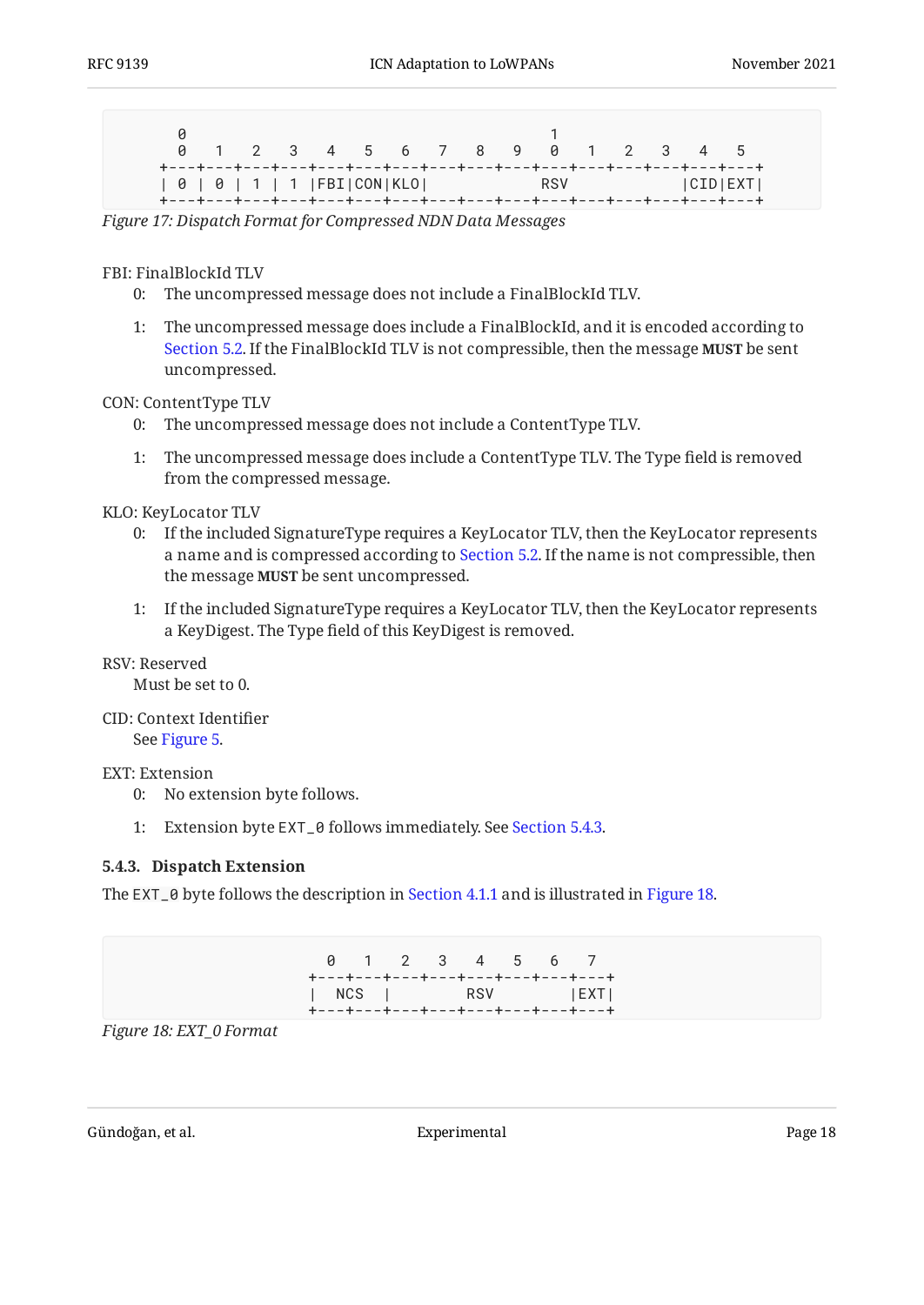```
  0                                       1
  0   1   2   3   4   5   6   7   8   9   0   1   2   3   4   5
+---+---+---+---+---+---+---+---+---+---+---+---+---+---+---+---+
| 0 | 0 | 1 | 1 |FBI|CON|KLO|          RSV              |CID|EXT|
+---+---+---+---+---+---+---+---+---+---+---+---+---+---+---+---+
```

*Figure 17: Dispatch Format for Compressed NDN Data Messages*

FBI: FinalBlockId TLV

- 0: The uncompressed message does not include a FinalBlockId TLV.
- 1: The uncompressed message does include a FinalBlockId, and it is encoded according to Section 5.2. If the FinalBlockId TLV is not compressible, then the message **MUST** be sent uncompressed.

CON: ContentType TLV

- 0: The uncompressed message does not include a ContentType TLV.
- 1: The uncompressed message does include a ContentType TLV. The Type field is removed from the compressed message.

KLO: KeyLocator TLV

- 0: If the included SignatureType requires a KeyLocator TLV, then the KeyLocator represents a name and is compressed according to Section 5.2. If the name is not compressible, then the message **MUST** be sent uncompressed.
- 1: If the included SignatureType requires a KeyLocator TLV, then the KeyLocator represents a KeyDigest. The Type field of this KeyDigest is removed.

RSV: Reserved

Must be set to 0.

CID: Context Identifier

See Figure 5.

EXT: Extension

- 0: No extension byte follows.
- 1: Extension byte `EXT_0` follows immediately. See Section 5.4.3.

### 5.4.3. Dispatch Extension

The `EXT_0` byte follows the description in Section 4.1.1 and is illustrated in Figure 18.

```
  0   1   2   3   4   5   6   7
+---+---+---+---+---+---+---+---+
|  NCS  |         RSV       |EXT|
+---+---+---+---+---+---+---+---+
```

*Figure 18: EXT_0 Format*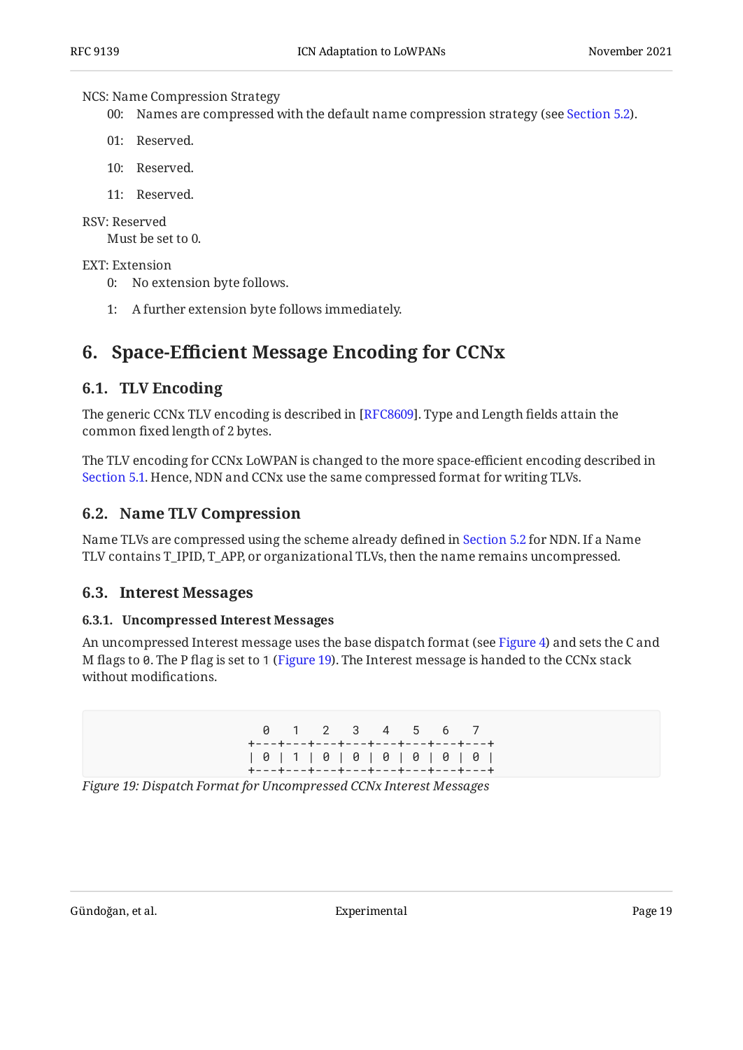NCS: Name Compression Strategy

00: Names are compressed with the default name compression strategy (see Section 5.2).

01: Reserved.

10: Reserved.

11: Reserved.

RSV: Reserved

Must be set to 0.

EXT: Extension

0: No extension byte follows.

1: A further extension byte follows immediately.

# 6. Space-Efficient Message Encoding for CCNx

## 6.1. TLV Encoding

The generic CCNx TLV encoding is described in [RFC8609]. Type and Length fields attain the common fixed length of 2 bytes.

The TLV encoding for CCNx LoWPAN is changed to the more space-efficient encoding described in Section 5.1. Hence, NDN and CCNx use the same compressed format for writing TLVs.

## 6.2. Name TLV Compression

Name TLVs are compressed using the scheme already defined in Section 5.2 for NDN. If a Name TLV contains T_IPID, T_APP, or organizational TLVs, then the name remains uncompressed.

## 6.3. Interest Messages

### 6.3.1. Uncompressed Interest Messages

An uncompressed Interest message uses the base dispatch format (see Figure 4) and sets the C and M flags to `0`. The P flag is set to `1` (Figure 19). The Interest message is handed to the CCNx stack without modifications.

```
  0   1   2   3   4   5   6   7
+---+---+---+---+---+---+---+---+
| 0 | 1 | 0 | 0 | 0 | 0 | 0 | 0 |
+---+---+---+---+---+---+---+---+
```

*Figure 19: Dispatch Format for Uncompressed CCNx Interest Messages*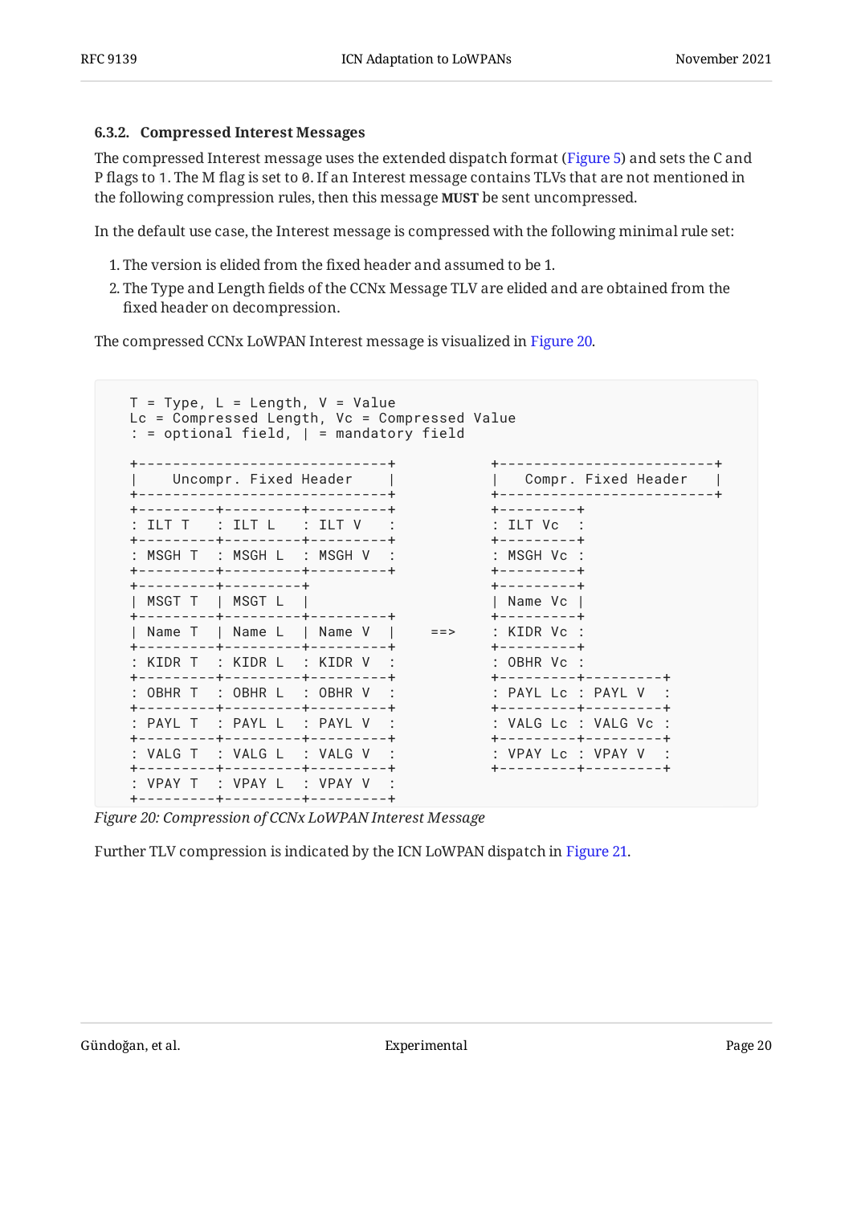#### 6.3.2. Compressed Interest Messages

The compressed Interest message uses the extended dispatch format (Figure 5) and sets the C and P flags to `1`. The M flag is set to `0`. If an Interest message contains TLVs that are not mentioned in the following compression rules, then this message **MUST** be sent uncompressed.

In the default use case, the Interest message is compressed with the following minimal rule set:

1. The version is elided from the fixed header and assumed to be 1.
2. The Type and Length fields of the CCNx Message TLV are elided and are obtained from the fixed header on decompression.

The compressed CCNx LoWPAN Interest message is visualized in Figure 20.

```
 T = Type, L = Length, V = Value
 Lc = Compressed Length, Vc = Compressed Value
 : = optional field, | = mandatory field

 +-----------------------------+          +-------------------------+
 |    Uncompr. Fixed Header    |          |   Compr. Fixed Header   |
 +-----------------------------+          +-------------------------+
 +---------+---------+---------+          +---------+
 : ILT T   : ILT L   : ILT V   :          : ILT Vc  :
 +---------+---------+---------+          +---------+
 : MSGH T  : MSGH L  : MSGH V  :          : MSGH Vc :
 +---------+---------+---------+          +---------+
 +---------+---------+                    +---------+
 | MSGT T  | MSGT L  |                    | Name Vc |
 +---------+---------+---------+          +---------+
 | Name T  | Name L  | Name V  |    ==>   : KIDR Vc :
 +---------+---------+---------+          +---------+
 : KIDR T  : KIDR L  : KIDR V  :          : OBHR Vc :
 +---------+---------+---------+          +---------+---------+
 : OBHR T  : OBHR L  : OBHR V  :          : PAYL Lc : PAYL V  :
 +---------+---------+---------+          +---------+---------+
 : PAYL T  : PAYL L  : PAYL V  :          : VALG Lc : VALG Vc :
 +---------+---------+---------+          +---------+---------+
 : VALG T  : VALG L  : VALG V  :          : VPAY Lc : VPAY V  :
 +---------+---------+---------+          +---------+---------+
 : VPAY T  : VPAY L  : VPAY V  :
 +---------+---------+---------+
```

*Figure 20: Compression of CCNx LoWPAN Interest Message*

Further TLV compression is indicated by the ICN LoWPAN dispatch in Figure 21.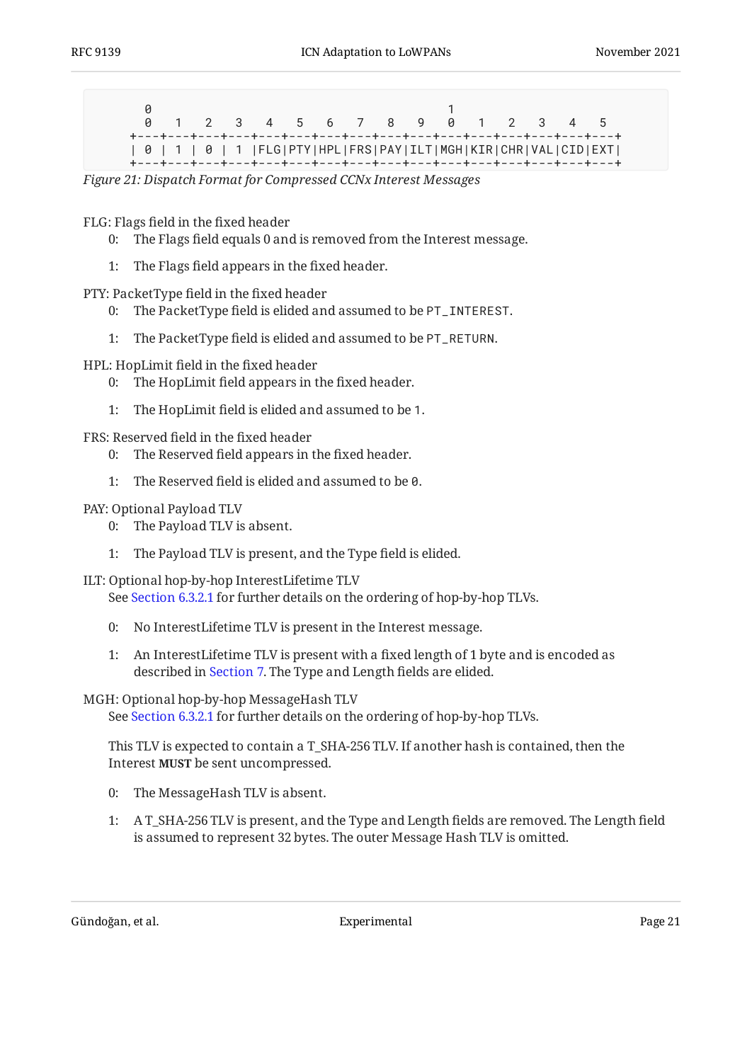```
      0                                       1
      0   1   2   3   4   5   6   7   8   9   0   1   2   3   4   5
    +---+---+---+---+---+---+---+---+---+---+---+---+---+---+---+---+
    | 0 | 1 | 0 | 1 |FLG|PTY|HPL|FRS|PAY|ILT|MGH|KIR|CHR|VAL|CID|EXT|
    +---+---+---+---+---+---+---+---+---+---+---+---+---+---+---+---+
```

*Figure 21: Dispatch Format for Compressed CCNx Interest Messages*

FLG: Flags field in the fixed header

- 0: The Flags field equals 0 and is removed from the Interest message.
- 1: The Flags field appears in the fixed header.

PTY: PacketType field in the fixed header

- 0: The PacketType field is elided and assumed to be `PT_INTEREST`.
- 1: The PacketType field is elided and assumed to be `PT_RETURN`.

HPL: HopLimit field in the fixed header

- 0: The HopLimit field appears in the fixed header.
- 1: The HopLimit field is elided and assumed to be `1`.

FRS: Reserved field in the fixed header

- 0: The Reserved field appears in the fixed header.
- 1: The Reserved field is elided and assumed to be `0`.

PAY: Optional Payload TLV

- 0: The Payload TLV is absent.
- 1: The Payload TLV is present, and the Type field is elided.

ILT: Optional hop-by-hop InterestLifetime TLV

See Section 6.3.2.1 for further details on the ordering of hop-by-hop TLVs.

- 0: No InterestLifetime TLV is present in the Interest message.
- 1: An InterestLifetime TLV is present with a fixed length of 1 byte and is encoded as described in Section 7. The Type and Length fields are elided.

MGH: Optional hop-by-hop MessageHash TLV

See Section 6.3.2.1 for further details on the ordering of hop-by-hop TLVs.

This TLV is expected to contain a T_SHA-256 TLV. If another hash is contained, then the Interest **MUST** be sent uncompressed.

- 0: The MessageHash TLV is absent.
- 1: A T_SHA-256 TLV is present, and the Type and Length fields are removed. The Length field is assumed to represent 32 bytes. The outer Message Hash TLV is omitted.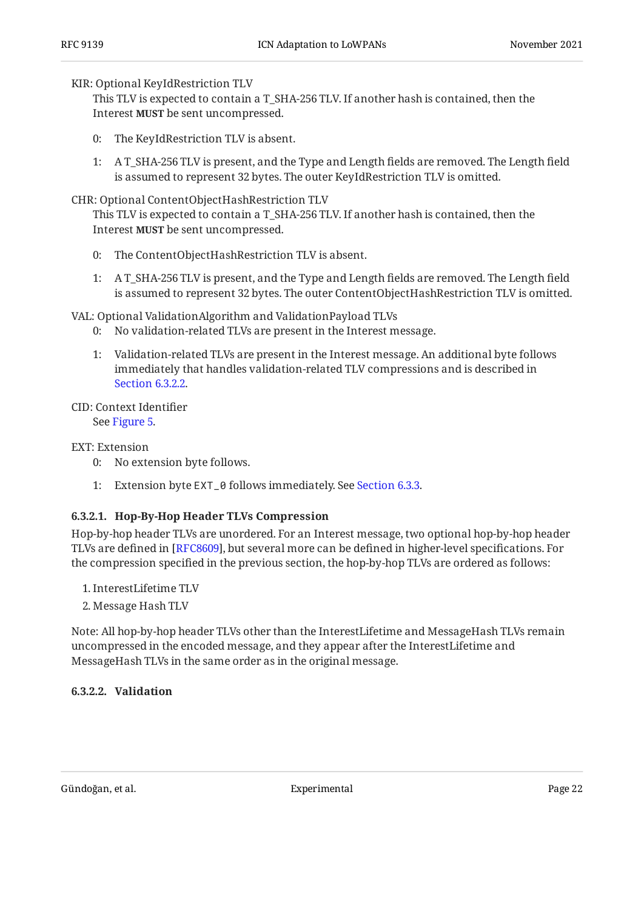KIR: Optional KeyIdRestriction TLV

This TLV is expected to contain a T_SHA-256 TLV. If another hash is contained, then the Interest **MUST** be sent uncompressed.

- 0: The KeyIdRestriction TLV is absent.
- 1: A T_SHA-256 TLV is present, and the Type and Length fields are removed. The Length field is assumed to represent 32 bytes. The outer KeyIdRestriction TLV is omitted.

CHR: Optional ContentObjectHashRestriction TLV

This TLV is expected to contain a T_SHA-256 TLV. If another hash is contained, then the Interest **MUST** be sent uncompressed.

- 0: The ContentObjectHashRestriction TLV is absent.
- 1: A T_SHA-256 TLV is present, and the Type and Length fields are removed. The Length field is assumed to represent 32 bytes. The outer ContentObjectHashRestriction TLV is omitted.

VAL: Optional ValidationAlgorithm and ValidationPayload TLVs

- 0: No validation-related TLVs are present in the Interest message.
- 1: Validation-related TLVs are present in the Interest message. An additional byte follows immediately that handles validation-related TLV compressions and is described in Section 6.3.2.2.

CID: Context Identifier

See Figure 5.

EXT: Extension

- 0: No extension byte follows.
- 1: Extension byte `EXT_0` follows immediately. See Section 6.3.3.

#### 6.3.2.1. Hop-By-Hop Header TLVs Compression

Hop-by-hop header TLVs are unordered. For an Interest message, two optional hop-by-hop header TLVs are defined in [RFC8609], but several more can be defined in higher-level specifications. For the compression specified in the previous section, the hop-by-hop TLVs are ordered as follows:

1. InterestLifetime TLV
2. Message Hash TLV

Note: All hop-by-hop header TLVs other than the InterestLifetime and MessageHash TLVs remain uncompressed in the encoded message, and they appear after the InterestLifetime and MessageHash TLVs in the same order as in the original message.

#### 6.3.2.2. Validation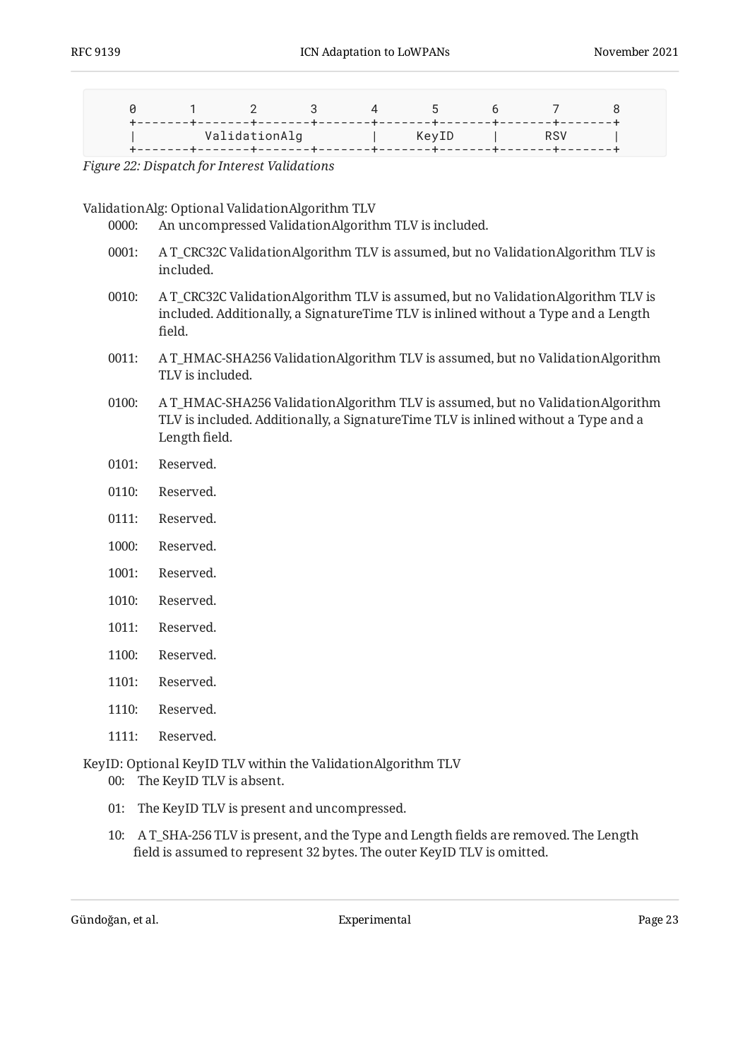```
    0       1       2       3       4       5       6       7       8
    +-------+-------+-------+-------+-------+-------+-------+-------+
    |         ValidationAlg         |     KeyID     |      RSV      |
    +-------+-------+-------+-------+-------+-------+-------+-------+
```

*Figure 22: Dispatch for Interest Validations*

ValidationAlg: Optional ValidationAlgorithm TLV

0000: An uncompressed ValidationAlgorithm TLV is included.

0001: A T_CRC32C ValidationAlgorithm TLV is assumed, but no ValidationAlgorithm TLV is included.

0010: A T_CRC32C ValidationAlgorithm TLV is assumed, but no ValidationAlgorithm TLV is included. Additionally, a SignatureTime TLV is inlined without a Type and a Length field.

0011: A T_HMAC-SHA256 ValidationAlgorithm TLV is assumed, but no ValidationAlgorithm TLV is included.

0100: A T_HMAC-SHA256 ValidationAlgorithm TLV is assumed, but no ValidationAlgorithm TLV is included. Additionally, a SignatureTime TLV is inlined without a Type and a Length field.

0101: Reserved.

0110: Reserved.

0111: Reserved.

1000: Reserved.

1001: Reserved.

1010: Reserved.

1011: Reserved.

1100: Reserved.

1101: Reserved.

1110: Reserved.

1111: Reserved.

KeyID: Optional KeyID TLV within the ValidationAlgorithm TLV

00: The KeyID TLV is absent.

01: The KeyID TLV is present and uncompressed.

10: A T_SHA-256 TLV is present, and the Type and Length fields are removed. The Length field is assumed to represent 32 bytes. The outer KeyID TLV is omitted.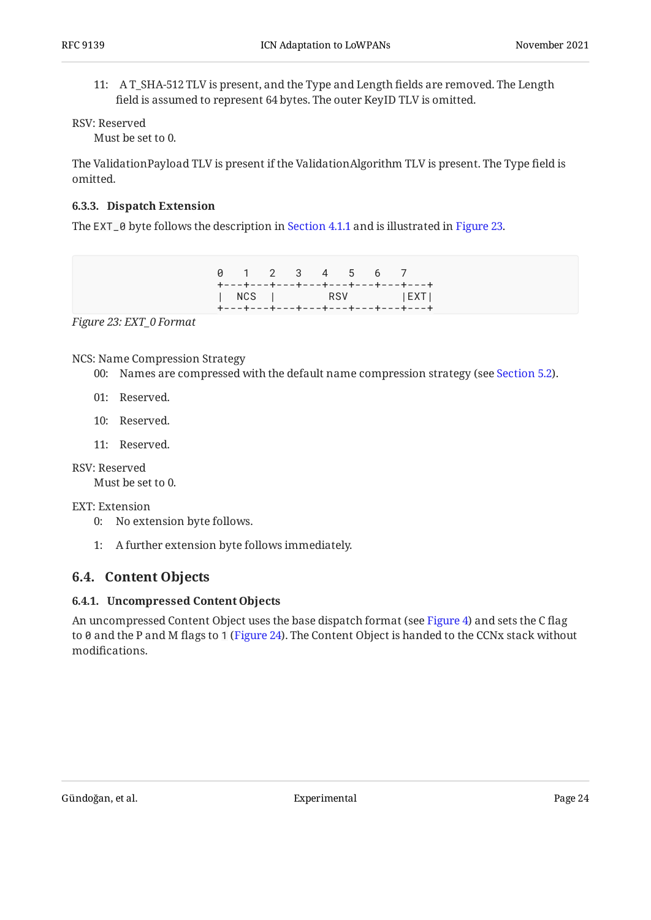11: A T_SHA-512 TLV is present, and the Type and Length fields are removed. The Length field is assumed to represent 64 bytes. The outer KeyID TLV is omitted.

RSV: Reserved
: Must be set to 0.

The ValidationPayload TLV is present if the ValidationAlgorithm TLV is present. The Type field is omitted.

### 6.3.3. Dispatch Extension

The `EXT_0` byte follows the description in Section 4.1.1 and is illustrated in Figure 23.

```
  0   1   2   3   4   5   6   7
+---+---+---+---+---+---+---+---+
|  NCS  |         RSV       |EXT|
+---+---+---+---+---+---+---+---+
```

*Figure 23: EXT_0 Format*

NCS: Name Compression Strategy

- 00: Names are compressed with the default name compression strategy (see Section 5.2).
- 01: Reserved.
- 10: Reserved.
- 11: Reserved.

RSV: Reserved
: Must be set to 0.

EXT: Extension

- 0: No extension byte follows.
- 1: A further extension byte follows immediately.

## 6.4. Content Objects

### 6.4.1. Uncompressed Content Objects

An uncompressed Content Object uses the base dispatch format (see Figure 4) and sets the C flag to `0` and the P and M flags to `1` (Figure 24). The Content Object is handed to the CCNx stack without modifications.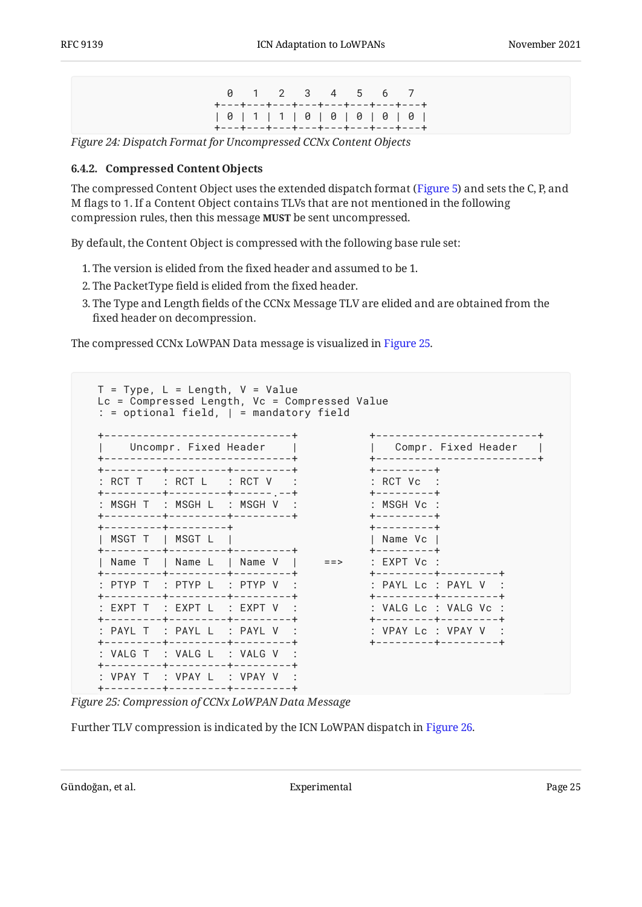```
   0   1   2   3   4   5   6   7
 +---+---+---+---+---+---+---+---+
 | 0 | 1 | 1 | 0 | 0 | 0 | 0 | 0 |
 +---+---+---+---+---+---+---+---+
```

*Figure 24: Dispatch Format for Uncompressed CCNx Content Objects*

### 6.4.2. Compressed Content Objects

The compressed Content Object uses the extended dispatch format (Figure 5) and sets the C, P, and M flags to 1. If a Content Object contains TLVs that are not mentioned in the following compression rules, then this message **MUST** be sent uncompressed.

By default, the Content Object is compressed with the following base rule set:

1. The version is elided from the fixed header and assumed to be 1.
2. The PacketType field is elided from the fixed header.
3. The Type and Length fields of the CCNx Message TLV are elided and are obtained from the fixed header on decompression.

The compressed CCNx LoWPAN Data message is visualized in Figure 25.

```
T = Type, L = Length, V = Value
Lc = Compressed Length, Vc = Compressed Value
: = optional field, | = mandatory field

+-----------------------------+          +-------------------------+
|    Uncompr. Fixed Header    |          |   Compr. Fixed Header   |
+-----------------------------+          +-------------------------+
+---------+---------+---------+          +---------+
: RCT T   : RCT L   : RCT V   :          : RCT Vc  :
+---------+---------+------.--+          +---------+
: MSGH T  : MSGH L  : MSGH V  :          : MSGH Vc :
+---------+---------+---------+          +---------+
+---------+---------+                    +---------+
| MSGT T  | MSGT L  |                    | Name Vc |
+---------+---------+---------+          +---------+
| Name T  | Name L  | Name V  |    ==>   : EXPT Vc :
+---------+---------+---------+          +---------+---------+
: PTYP T  : PTYP L  : PTYP V  :          : PAYL Lc : PAYL V  :
+---------+---------+---------+          +---------+---------+
: EXPT T  : EXPT L  : EXPT V  :          : VALG Lc : VALG Vc :
+---------+---------+---------+          +---------+---------+
: PAYL T  : PAYL L  : PAYL V  :          : VPAY Lc : VPAY V  :
+---------+---------+---------+          +---------+---------+
: VALG T  : VALG L  : VALG V  :
+---------+---------+---------+
: VPAY T  : VPAY L  : VPAY V  :
+---------+---------+---------+
```

*Figure 25: Compression of CCNx LoWPAN Data Message*

Further TLV compression is indicated by the ICN LoWPAN dispatch in Figure 26.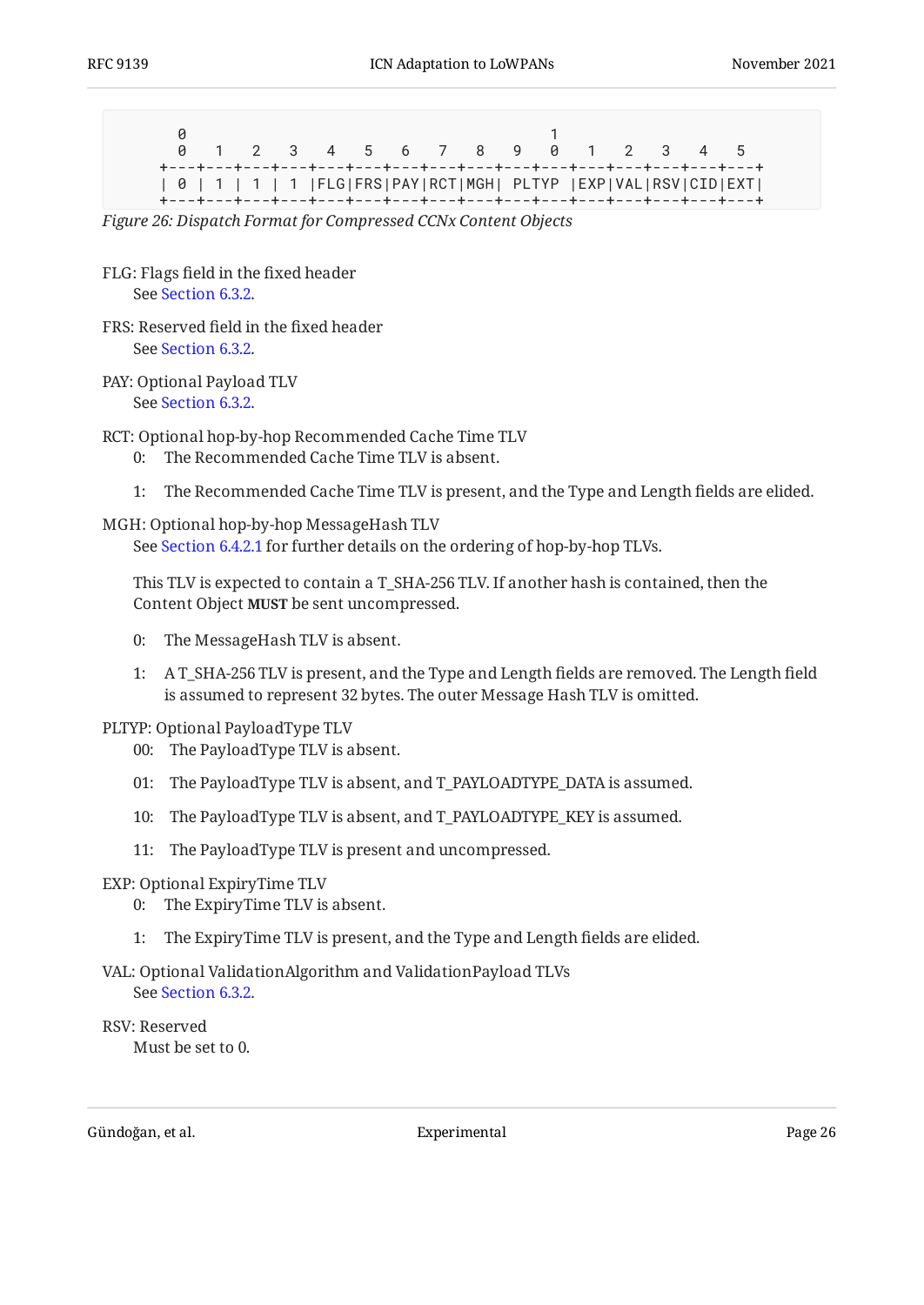```
      0                                       1
      0   1   2   3   4   5   6   7   8   9   0   1   2   3   4   5
    +---+---+---+---+---+---+---+---+---+---+---+---+---+---+---+---+
    | 0 | 1 | 1 | 1 |FLG|FRS|PAY|RCT|MGH|  PLTYP  |EXP|VAL|RSV|CID|EXT|
    +---+---+---+---+---+---+---+---+---+---+---+---+---+---+---+---+
```

*Figure 26: Dispatch Format for Compressed CCNx Content Objects*

FLG: Flags field in the fixed header
: See Section 6.3.2.

FRS: Reserved field in the fixed header
: See Section 6.3.2.

PAY: Optional Payload TLV
: See Section 6.3.2.

RCT: Optional hop-by-hop Recommended Cache Time TLV
: 0: The Recommended Cache Time TLV is absent.
: 1: The Recommended Cache Time TLV is present, and the Type and Length fields are elided.

MGH: Optional hop-by-hop MessageHash TLV
: See Section 6.4.2.1 for further details on the ordering of hop-by-hop TLVs.

  This TLV is expected to contain a T_SHA-256 TLV. If another hash is contained, then the Content Object **MUST** be sent uncompressed.

: 0: The MessageHash TLV is absent.
: 1: A T_SHA-256 TLV is present, and the Type and Length fields are removed. The Length field is assumed to represent 32 bytes. The outer Message Hash TLV is omitted.

PLTYP: Optional PayloadType TLV
: 00: The PayloadType TLV is absent.
: 01: The PayloadType TLV is absent, and T_PAYLOADTYPE_DATA is assumed.
: 10: The PayloadType TLV is absent, and T_PAYLOADTYPE_KEY is assumed.
: 11: The PayloadType TLV is present and uncompressed.

EXP: Optional ExpiryTime TLV
: 0: The ExpiryTime TLV is absent.
: 1: The ExpiryTime TLV is present, and the Type and Length fields are elided.

VAL: Optional ValidationAlgorithm and ValidationPayload TLVs
: See Section 6.3.2.

RSV: Reserved
: Must be set to 0.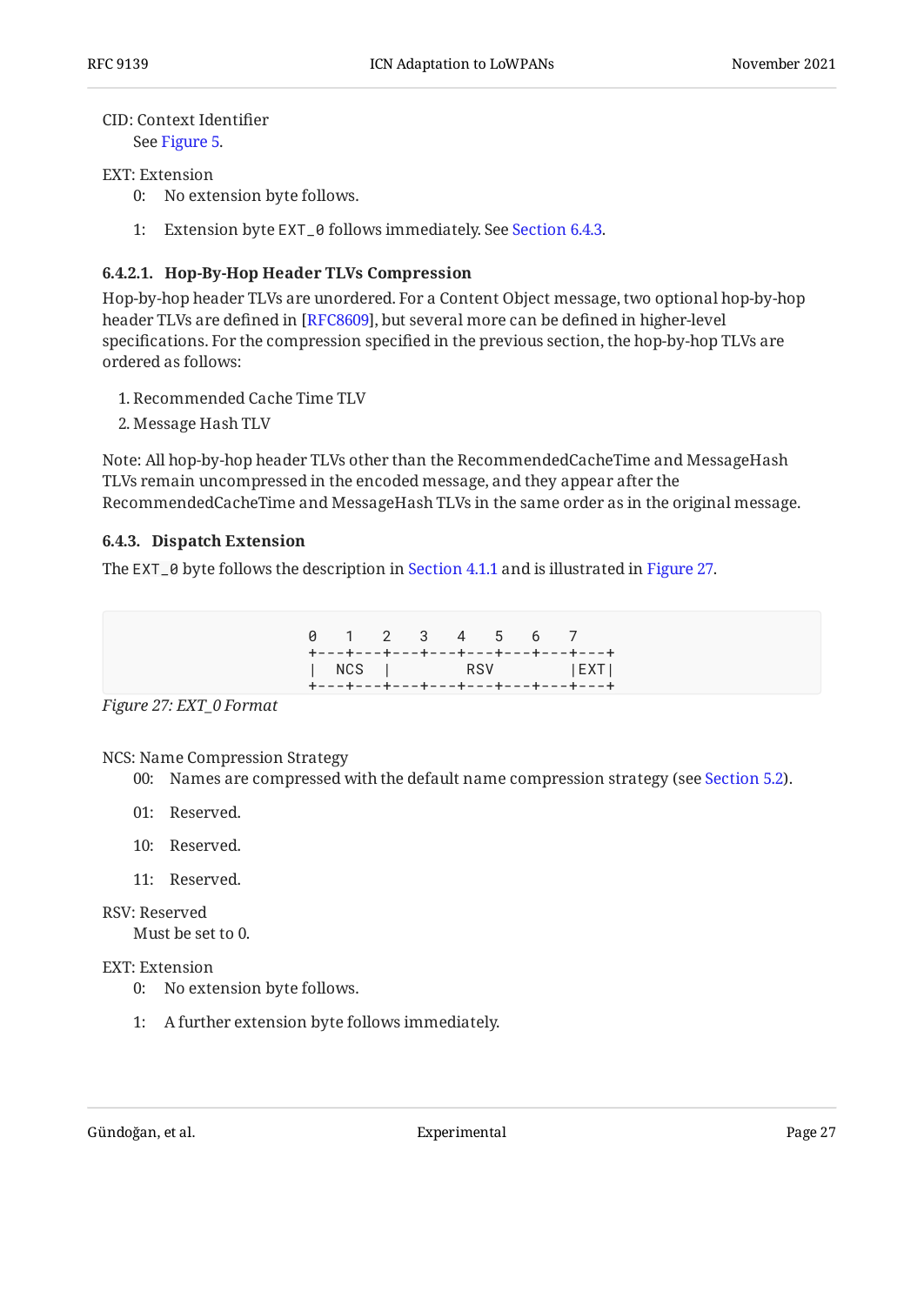CID: Context Identifier

See Figure 5.

EXT: Extension

0: No extension byte follows.

1: Extension byte `EXT_0` follows immediately. See Section 6.4.3.

#### 6.4.2.1. Hop-By-Hop Header TLVs Compression

Hop-by-hop header TLVs are unordered. For a Content Object message, two optional hop-by-hop header TLVs are defined in [RFC8609], but several more can be defined in higher-level specifications. For the compression specified in the previous section, the hop-by-hop TLVs are ordered as follows:

1. Recommended Cache Time TLV
2. Message Hash TLV

Note: All hop-by-hop header TLVs other than the RecommendedCacheTime and MessageHash TLVs remain uncompressed in the encoded message, and they appear after the RecommendedCacheTime and MessageHash TLVs in the same order as in the original message.

### 6.4.3. Dispatch Extension

The `EXT_0` byte follows the description in Section 4.1.1 and is illustrated in Figure 27.

```
  0   1   2   3   4   5   6   7
+---+---+---+---+---+---+---+---+
|  NCS  |         RSV       |EXT|
+---+---+---+---+---+---+---+---+
```

*Figure 27: EXT_0 Format*

NCS: Name Compression Strategy

00: Names are compressed with the default name compression strategy (see Section 5.2).

01: Reserved.

10: Reserved.

11: Reserved.

RSV: Reserved

Must be set to 0.

EXT: Extension

0: No extension byte follows.

1: A further extension byte follows immediately.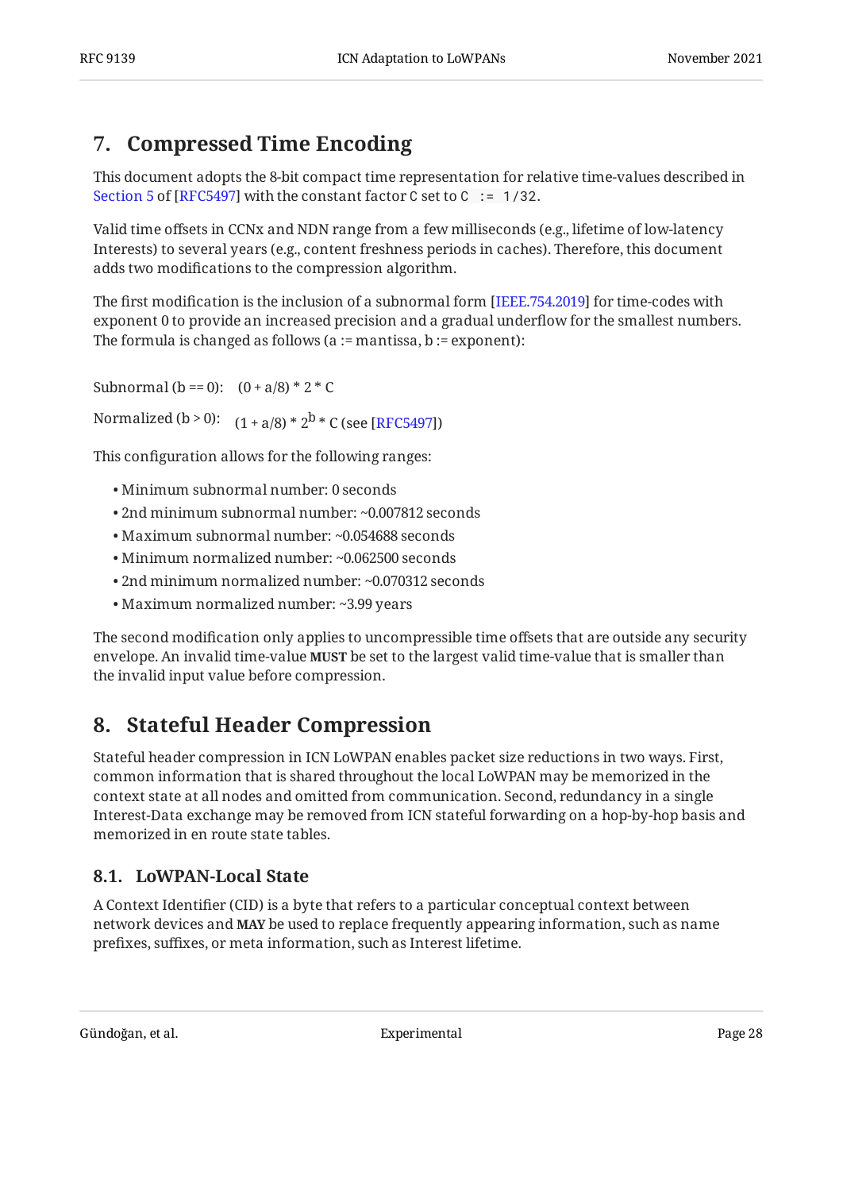## 7. Compressed Time Encoding

This document adopts the 8-bit compact time representation for relative time-values described in Section 5 of [RFC5497] with the constant factor `C` set to `C := 1/32`.

Valid time offsets in CCNx and NDN range from a few milliseconds (e.g., lifetime of low-latency Interests) to several years (e.g., content freshness periods in caches). Therefore, this document adds two modifications to the compression algorithm.

The first modification is the inclusion of a subnormal form [IEEE.754.2019] for time-codes with exponent 0 to provide an increased precision and a gradual underflow for the smallest numbers. The formula is changed as follows (a := mantissa, b := exponent):

Subnormal (b == 0): $(0 + a/8) * 2 * C$

Normalized (b > 0): $(1 + a/8) * 2^b * C$ (see [RFC5497])

This configuration allows for the following ranges:

- Minimum subnormal number: 0 seconds
- 2nd minimum subnormal number: ~0.007812 seconds
- Maximum subnormal number: ~0.054688 seconds
- Minimum normalized number: ~0.062500 seconds
- 2nd minimum normalized number: ~0.070312 seconds
- Maximum normalized number: ~3.99 years

The second modification only applies to uncompressible time offsets that are outside any security envelope. An invalid time-value **MUST** be set to the largest valid time-value that is smaller than the invalid input value before compression.

## 8. Stateful Header Compression

Stateful header compression in ICN LoWPAN enables packet size reductions in two ways. First, common information that is shared throughout the local LoWPAN may be memorized in the context state at all nodes and omitted from communication. Second, redundancy in a single Interest-Data exchange may be removed from ICN stateful forwarding on a hop-by-hop basis and memorized in en route state tables.

### 8.1. LoWPAN-Local State

A Context Identifier (CID) is a byte that refers to a particular conceptual context between network devices and **MAY** be used to replace frequently appearing information, such as name prefixes, suffixes, or meta information, such as Interest lifetime.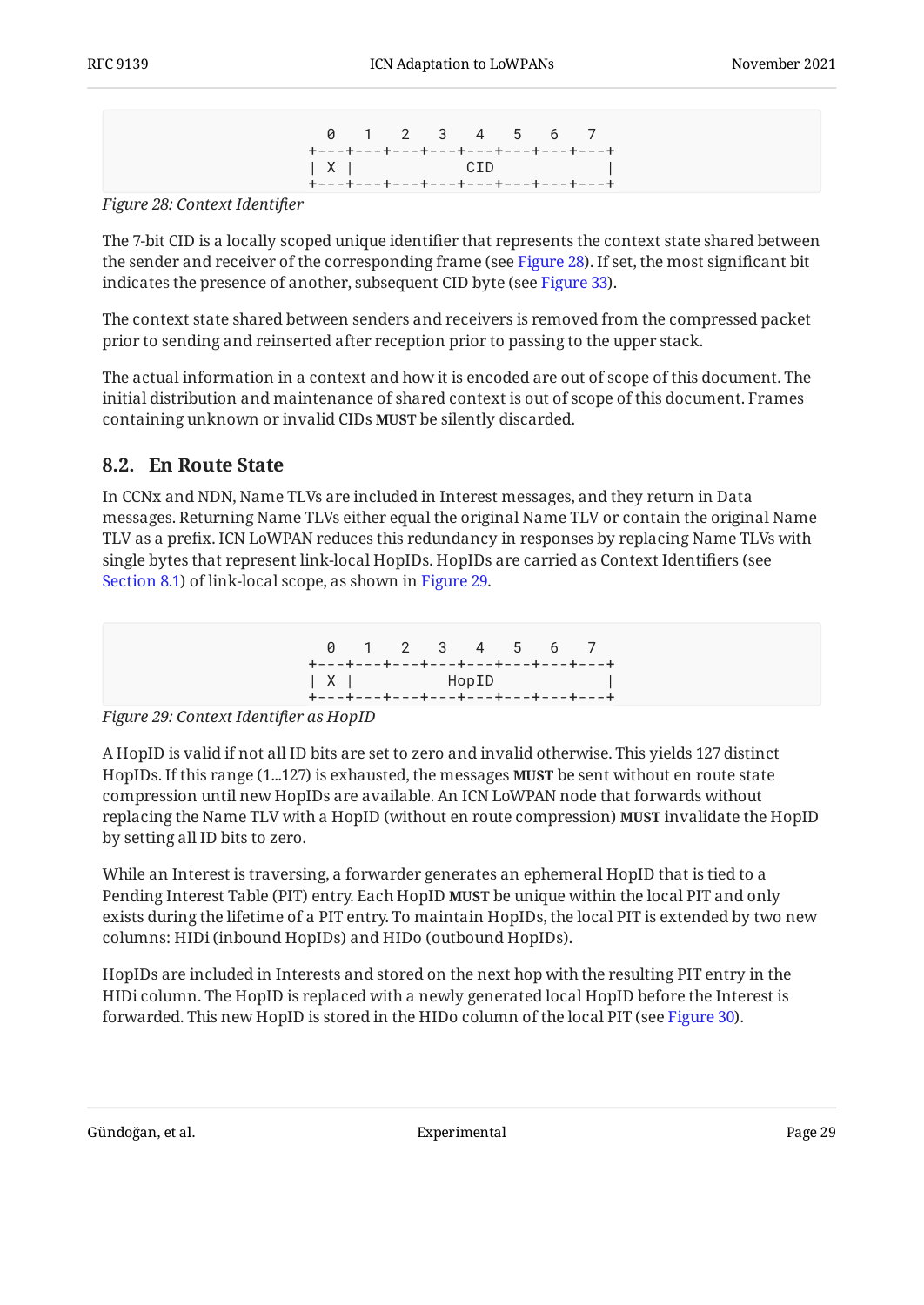```
  0   1   2   3   4   5   6   7
+---+---+---+---+---+---+---+---+
| X |            CID            |
+---+---+---+---+---+---+---+---+
```

*Figure 28: Context Identifier*

The 7-bit CID is a locally scoped unique identifier that represents the context state shared between the sender and receiver of the corresponding frame (see Figure 28). If set, the most significant bit indicates the presence of another, subsequent CID byte (see Figure 33).

The context state shared between senders and receivers is removed from the compressed packet prior to sending and reinserted after reception prior to passing to the upper stack.

The actual information in a context and how it is encoded are out of scope of this document. The initial distribution and maintenance of shared context is out of scope of this document. Frames containing unknown or invalid CIDs **MUST** be silently discarded.

## 8.2. En Route State

In CCNx and NDN, Name TLVs are included in Interest messages, and they return in Data messages. Returning Name TLVs either equal the original Name TLV or contain the original Name TLV as a prefix. ICN LoWPAN reduces this redundancy in responses by replacing Name TLVs with single bytes that represent link-local HopIDs. HopIDs are carried as Context Identifiers (see Section 8.1) of link-local scope, as shown in Figure 29.

```
  0   1   2   3   4   5   6   7
+---+---+---+---+---+---+---+---+
| X |          HopID            |
+---+---+---+---+---+---+---+---+
```

*Figure 29: Context Identifier as HopID*

A HopID is valid if not all ID bits are set to zero and invalid otherwise. This yields 127 distinct HopIDs. If this range (1...127) is exhausted, the messages **MUST** be sent without en route state compression until new HopIDs are available. An ICN LoWPAN node that forwards without replacing the Name TLV with a HopID (without en route compression) **MUST** invalidate the HopID by setting all ID bits to zero.

While an Interest is traversing, a forwarder generates an ephemeral HopID that is tied to a Pending Interest Table (PIT) entry. Each HopID **MUST** be unique within the local PIT and only exists during the lifetime of a PIT entry. To maintain HopIDs, the local PIT is extended by two new columns: HIDi (inbound HopIDs) and HIDo (outbound HopIDs).

HopIDs are included in Interests and stored on the next hop with the resulting PIT entry in the HIDi column. The HopID is replaced with a newly generated local HopID before the Interest is forwarded. This new HopID is stored in the HIDo column of the local PIT (see Figure 30).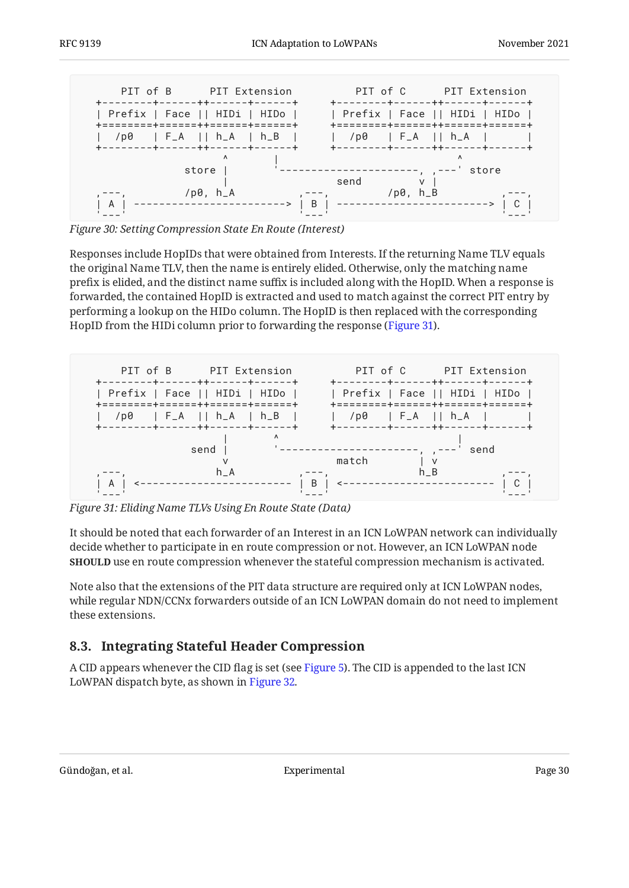```
     PIT of B      PIT Extension          PIT of C      PIT Extension
  +--------+------++------+------+     +--------+------++------+------+
  | Prefix | Face || HIDi | HIDo |     | Prefix | Face || HIDi | HIDo |
  +========+======++======+======+     +========+======++======+======+
  |  /p0   | F_A  || h_A  | h_B  |     |  /p0   | F_A  || h_A  |      |
  +--------+------++------+------+     +--------+------++------+------+
                   ^        |                                ^
             store |        '----------------------, ,---' store
                   |                 send          v |
 ,---,         /p0, h_A            ,---,        /p0, h_B           ,---,
 | A | ------------------------> | B | ------------------------> | C |
 '---'                             '---'                             '---'
```

*Figure 30: Setting Compression State En Route (Interest)*

Responses include HopIDs that were obtained from Interests. If the returning Name TLV equals the original Name TLV, then the name is entirely elided. Otherwise, only the matching name prefix is elided, and the distinct name suffix is included along with the HopID. When a response is forwarded, the contained HopID is extracted and used to match against the correct PIT entry by performing a lookup on the HIDo column. The HopID is then replaced with the corresponding HopID from the HIDi column prior to forwarding the response (Figure 31).

```
     PIT of B      PIT Extension          PIT of C      PIT Extension
  +--------+------++------+------+     +--------+------++------+------+
  | Prefix | Face || HIDi | HIDo |     | Prefix | Face || HIDi | HIDo |
  +========+======++======+======+     +========+======++======+======+
  |  /p0   | F_A  || h_A  | h_B  |     |  /p0   | F_A  || h_A  |      |
  +--------+------++------+------+     +--------+------++------+------+
                   |        ^                                |
              send |        '----------------------, ,---' send
                   v                 match         | v
                  h_A                              h_B
 ,---,                             ,---,                             ,---,
 | A | <------------------------ | B | <------------------------ | C |
 '---'                             '---'                             '---'
```

*Figure 31: Eliding Name TLVs Using En Route State (Data)*

It should be noted that each forwarder of an Interest in an ICN LoWPAN network can individually decide whether to participate in en route compression or not. However, an ICN LoWPAN node **SHOULD** use en route compression whenever the stateful compression mechanism is activated.

Note also that the extensions of the PIT data structure are required only at ICN LoWPAN nodes, while regular NDN/CCNx forwarders outside of an ICN LoWPAN domain do not need to implement these extensions.

## 8.3. Integrating Stateful Header Compression

A CID appears whenever the CID flag is set (see Figure 5). The CID is appended to the last ICN LoWPAN dispatch byte, as shown in Figure 32.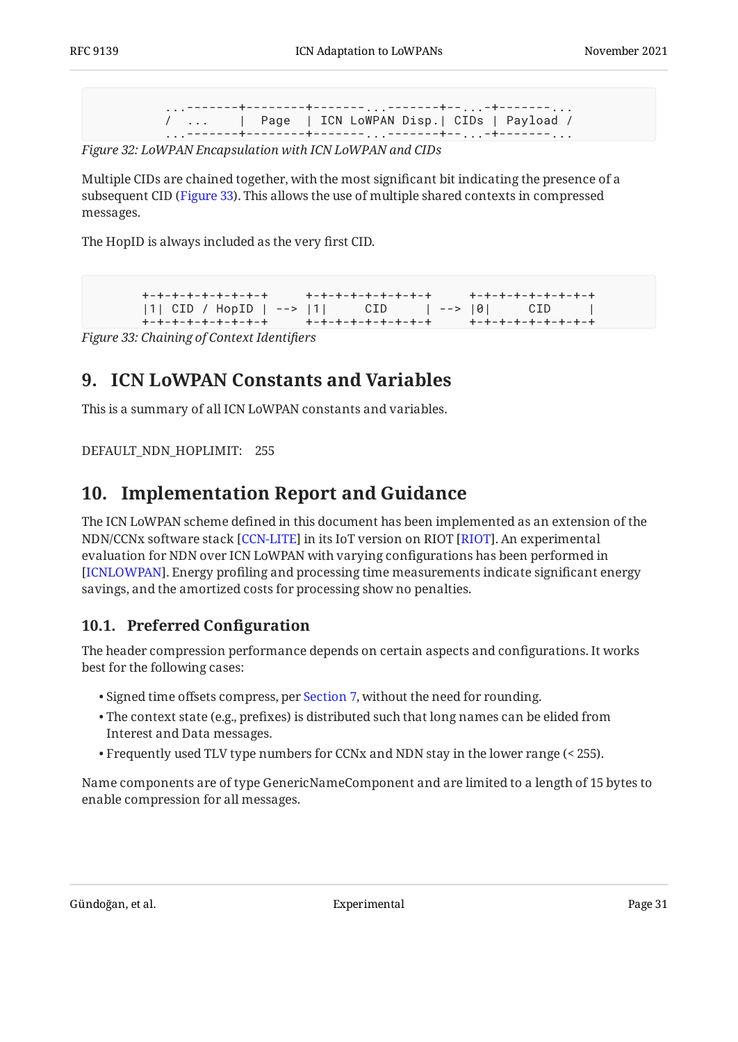```
   ...-------+--------+-------...-------+--...-+-------...
   /  ...    |  Page  | ICN LoWPAN Disp.| CIDs | Payload /
   ...-------+--------+-------...-------+--...-+-------...
```

*Figure 32: LoWPAN Encapsulation with ICN LoWPAN and CIDs*

Multiple CIDs are chained together, with the most significant bit indicating the presence of a subsequent CID (Figure 33). This allows the use of multiple shared contexts in compressed messages.

The HopID is always included as the very first CID.

```
 +-+-+-+-+-+-+-+-+     +-+-+-+-+-+-+-+-+     +-+-+-+-+-+-+-+-+
 |1| CID / HopID | --> |1|     CID     | --> |0|     CID     |
 +-+-+-+-+-+-+-+-+     +-+-+-+-+-+-+-+-+     +-+-+-+-+-+-+-+-+
```

*Figure 33: Chaining of Context Identifiers*

## 9. ICN LoWPAN Constants and Variables

This is a summary of all ICN LoWPAN constants and variables.

DEFAULT_NDN_HOPLIMIT: 255

## 10. Implementation Report and Guidance

The ICN LoWPAN scheme defined in this document has been implemented as an extension of the NDN/CCNx software stack [CCN-LITE] in its IoT version on RIOT [RIOT]. An experimental evaluation for NDN over ICN LoWPAN with varying configurations has been performed in [ICNLOWPAN]. Energy profiling and processing time measurements indicate significant energy savings, and the amortized costs for processing show no penalties.

### 10.1. Preferred Configuration

The header compression performance depends on certain aspects and configurations. It works best for the following cases:

- Signed time offsets compress, per Section 7, without the need for rounding.
- The context state (e.g., prefixes) is distributed such that long names can be elided from Interest and Data messages.
- Frequently used TLV type numbers for CCNx and NDN stay in the lower range (< 255).

Name components are of type GenericNameComponent and are limited to a length of 15 bytes to enable compression for all messages.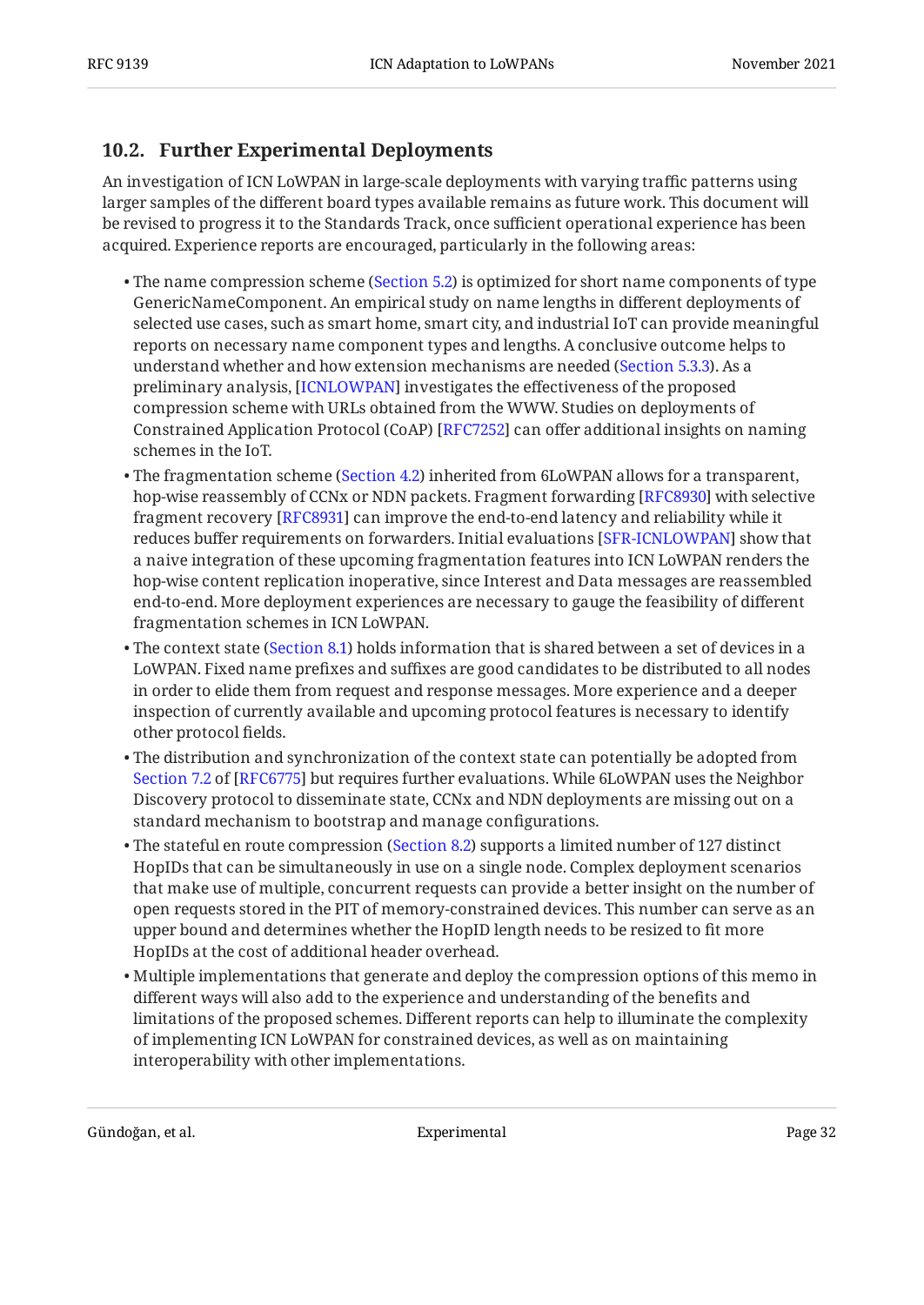## 10.2. Further Experimental Deployments

An investigation of ICN LoWPAN in large-scale deployments with varying traffic patterns using larger samples of the different board types available remains as future work. This document will be revised to progress it to the Standards Track, once sufficient operational experience has been acquired. Experience reports are encouraged, particularly in the following areas:

- The name compression scheme (Section 5.2) is optimized for short name components of type GenericNameComponent. An empirical study on name lengths in different deployments of selected use cases, such as smart home, smart city, and industrial IoT can provide meaningful reports on necessary name component types and lengths. A conclusive outcome helps to understand whether and how extension mechanisms are needed (Section 5.3.3). As a preliminary analysis, [ICNLOWPAN] investigates the effectiveness of the proposed compression scheme with URLs obtained from the WWW. Studies on deployments of Constrained Application Protocol (CoAP) [RFC7252] can offer additional insights on naming schemes in the IoT.
- The fragmentation scheme (Section 4.2) inherited from 6LoWPAN allows for a transparent, hop-wise reassembly of CCNx or NDN packets. Fragment forwarding [RFC8930] with selective fragment recovery [RFC8931] can improve the end-to-end latency and reliability while it reduces buffer requirements on forwarders. Initial evaluations [SFR-ICNLOWPAN] show that a naive integration of these upcoming fragmentation features into ICN LoWPAN renders the hop-wise content replication inoperative, since Interest and Data messages are reassembled end-to-end. More deployment experiences are necessary to gauge the feasibility of different fragmentation schemes in ICN LoWPAN.
- The context state (Section 8.1) holds information that is shared between a set of devices in a LoWPAN. Fixed name prefixes and suffixes are good candidates to be distributed to all nodes in order to elide them from request and response messages. More experience and a deeper inspection of currently available and upcoming protocol features is necessary to identify other protocol fields.
- The distribution and synchronization of the context state can potentially be adopted from Section 7.2 of [RFC6775] but requires further evaluations. While 6LoWPAN uses the Neighbor Discovery protocol to disseminate state, CCNx and NDN deployments are missing out on a standard mechanism to bootstrap and manage configurations.
- The stateful en route compression (Section 8.2) supports a limited number of 127 distinct HopIDs that can be simultaneously in use on a single node. Complex deployment scenarios that make use of multiple, concurrent requests can provide a better insight on the number of open requests stored in the PIT of memory-constrained devices. This number can serve as an upper bound and determines whether the HopID length needs to be resized to fit more HopIDs at the cost of additional header overhead.
- Multiple implementations that generate and deploy the compression options of this memo in different ways will also add to the experience and understanding of the benefits and limitations of the proposed schemes. Different reports can help to illuminate the complexity of implementing ICN LoWPAN for constrained devices, as well as on maintaining interoperability with other implementations.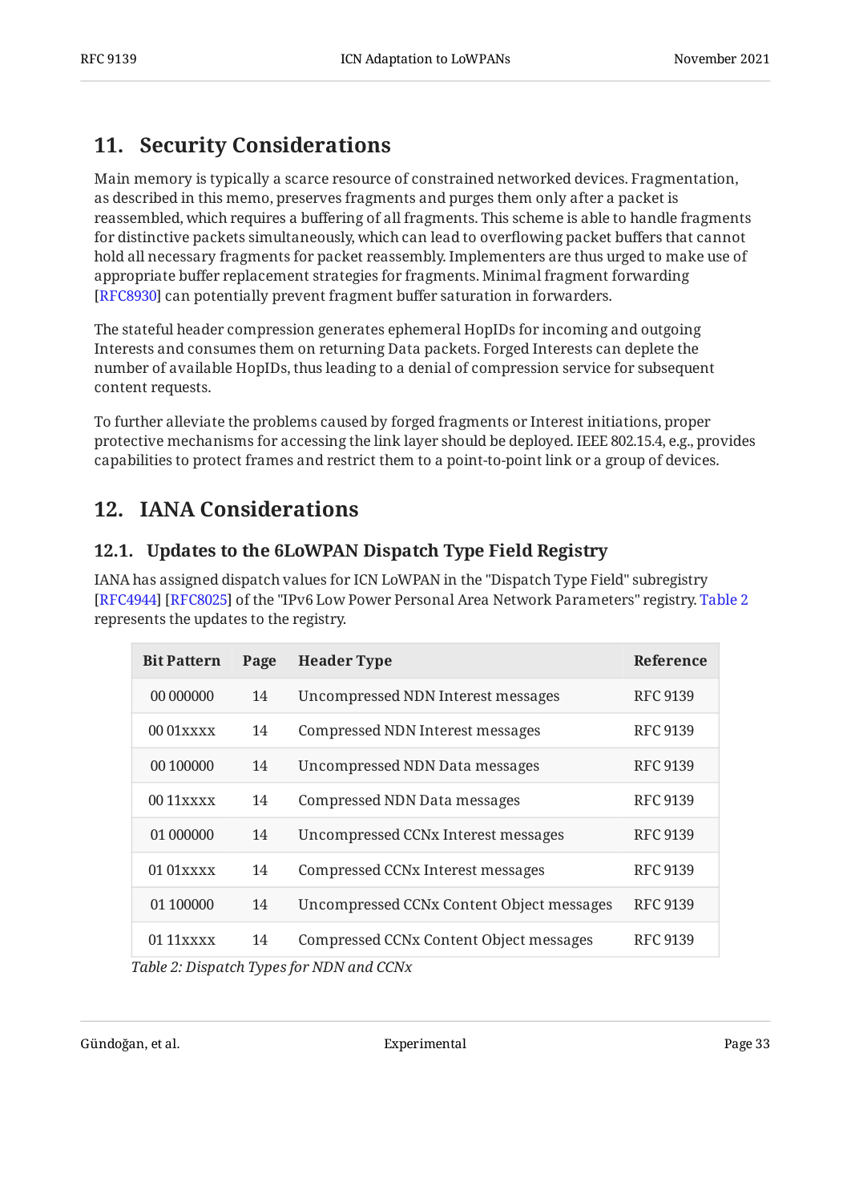## 11. Security Considerations

Main memory is typically a scarce resource of constrained networked devices. Fragmentation, as described in this memo, preserves fragments and purges them only after a packet is reassembled, which requires a buffering of all fragments. This scheme is able to handle fragments for distinctive packets simultaneously, which can lead to overflowing packet buffers that cannot hold all necessary fragments for packet reassembly. Implementers are thus urged to make use of appropriate buffer replacement strategies for fragments. Minimal fragment forwarding [RFC8930] can potentially prevent fragment buffer saturation in forwarders.

The stateful header compression generates ephemeral HopIDs for incoming and outgoing Interests and consumes them on returning Data packets. Forged Interests can deplete the number of available HopIDs, thus leading to a denial of compression service for subsequent content requests.

To further alleviate the problems caused by forged fragments or Interest initiations, proper protective mechanisms for accessing the link layer should be deployed. IEEE 802.15.4, e.g., provides capabilities to protect frames and restrict them to a point-to-point link or a group of devices.

## 12. IANA Considerations

### 12.1. Updates to the 6LoWPAN Dispatch Type Field Registry

IANA has assigned dispatch values for ICN LoWPAN in the "Dispatch Type Field" subregistry [RFC4944] [RFC8025] of the "IPv6 Low Power Personal Area Network Parameters" registry. Table 2 represents the updates to the registry.

| Bit Pattern | Page | Header Type | Reference |
|---|---|---|---|
| 00 000000 | 14 | Uncompressed NDN Interest messages | RFC 9139 |
| 00 01xxxx | 14 | Compressed NDN Interest messages | RFC 9139 |
| 00 100000 | 14 | Uncompressed NDN Data messages | RFC 9139 |
| 00 11xxxx | 14 | Compressed NDN Data messages | RFC 9139 |
| 01 000000 | 14 | Uncompressed CCNx Interest messages | RFC 9139 |
| 01 01xxxx | 14 | Compressed CCNx Interest messages | RFC 9139 |
| 01 100000 | 14 | Uncompressed CCNx Content Object messages | RFC 9139 |
| 01 11xxxx | 14 | Compressed CCNx Content Object messages | RFC 9139 |

*Table 2: Dispatch Types for NDN and CCNx*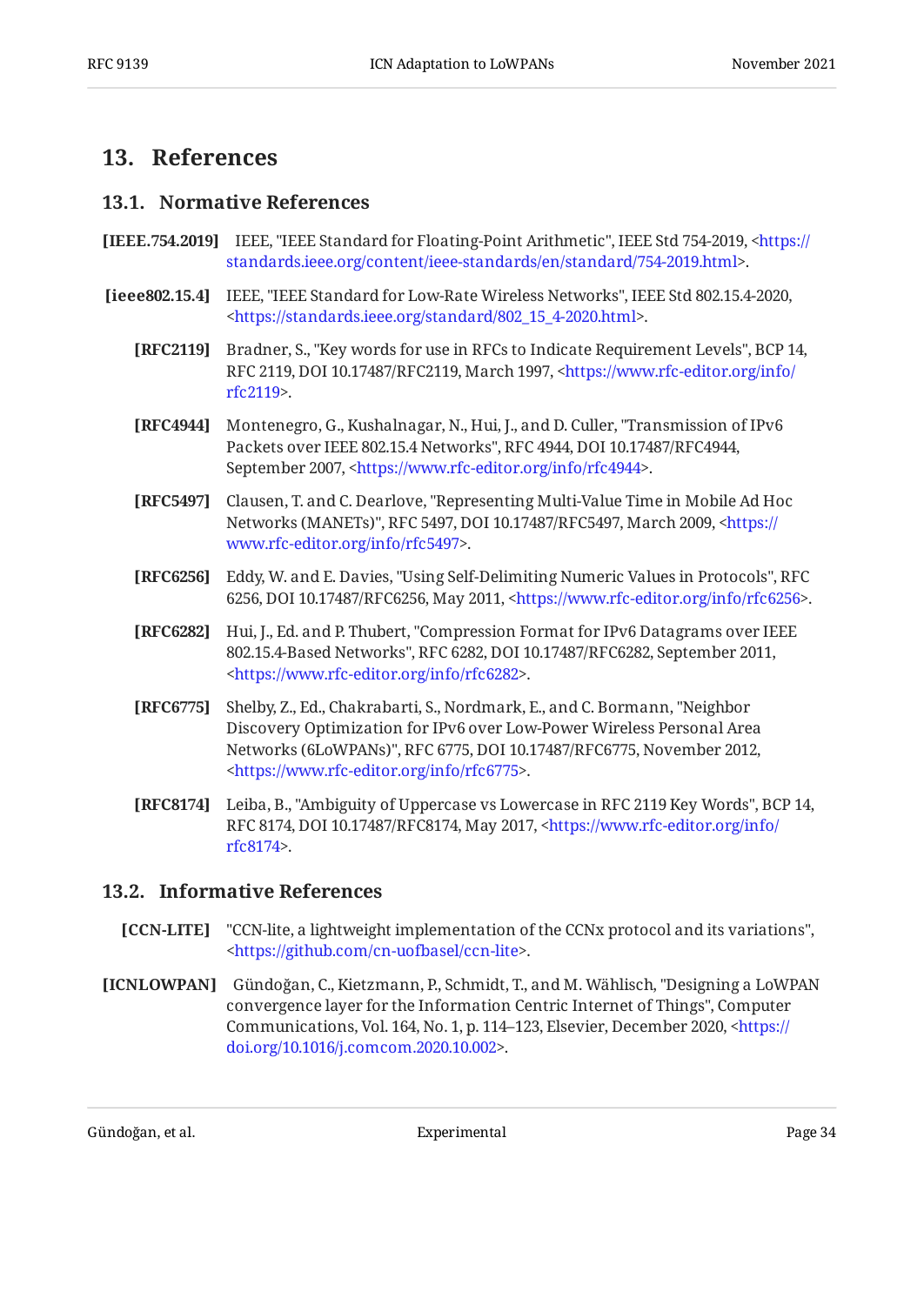## 13. References

### 13.1. Normative References

**[IEEE.754.2019]** IEEE, "IEEE Standard for Floating-Point Arithmetic", IEEE Std 754-2019, <https://standards.ieee.org/content/ieee-standards/en/standard/754-2019.html>.

**[ieee802.15.4]** IEEE, "IEEE Standard for Low-Rate Wireless Networks", IEEE Std 802.15.4-2020, <https://standards.ieee.org/standard/802_15_4-2020.html>.

**[RFC2119]** Bradner, S., "Key words for use in RFCs to Indicate Requirement Levels", BCP 14, RFC 2119, DOI 10.17487/RFC2119, March 1997, <https://www.rfc-editor.org/info/rfc2119>.

**[RFC4944]** Montenegro, G., Kushalnagar, N., Hui, J., and D. Culler, "Transmission of IPv6 Packets over IEEE 802.15.4 Networks", RFC 4944, DOI 10.17487/RFC4944, September 2007, <https://www.rfc-editor.org/info/rfc4944>.

**[RFC5497]** Clausen, T. and C. Dearlove, "Representing Multi-Value Time in Mobile Ad Hoc Networks (MANETs)", RFC 5497, DOI 10.17487/RFC5497, March 2009, <https://www.rfc-editor.org/info/rfc5497>.

**[RFC6256]** Eddy, W. and E. Davies, "Using Self-Delimiting Numeric Values in Protocols", RFC 6256, DOI 10.17487/RFC6256, May 2011, <https://www.rfc-editor.org/info/rfc6256>.

**[RFC6282]** Hui, J., Ed. and P. Thubert, "Compression Format for IPv6 Datagrams over IEEE 802.15.4-Based Networks", RFC 6282, DOI 10.17487/RFC6282, September 2011, <https://www.rfc-editor.org/info/rfc6282>.

**[RFC6775]** Shelby, Z., Ed., Chakrabarti, S., Nordmark, E., and C. Bormann, "Neighbor Discovery Optimization for IPv6 over Low-Power Wireless Personal Area Networks (6LoWPANs)", RFC 6775, DOI 10.17487/RFC6775, November 2012, <https://www.rfc-editor.org/info/rfc6775>.

**[RFC8174]** Leiba, B., "Ambiguity of Uppercase vs Lowercase in RFC 2119 Key Words", BCP 14, RFC 8174, DOI 10.17487/RFC8174, May 2017, <https://www.rfc-editor.org/info/rfc8174>.

### 13.2. Informative References

**[CCN-LITE]** "CCN-lite, a lightweight implementation of the CCNx protocol and its variations", <https://github.com/cn-uofbasel/ccn-lite>.

**[ICNLOWPAN]** Gündoğan, C., Kietzmann, P., Schmidt, T., and M. Wählisch, "Designing a LoWPAN convergence layer for the Information Centric Internet of Things", Computer Communications, Vol. 164, No. 1, p. 114–123, Elsevier, December 2020, <https://doi.org/10.1016/j.comcom.2020.10.002>.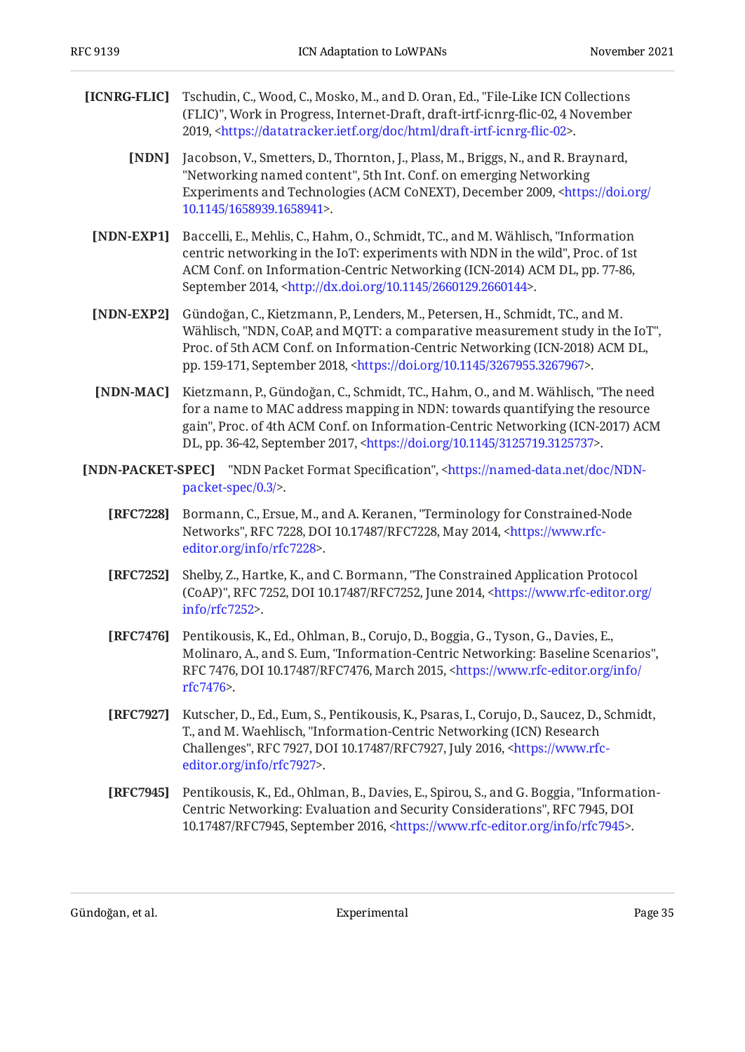**[ICNRG-FLIC]** Tschudin, C., Wood, C., Mosko, M., and D. Oran, Ed., "File-Like ICN Collections (FLIC)", Work in Progress, Internet-Draft, draft-irtf-icnrg-flic-02, 4 November 2019, <https://datatracker.ietf.org/doc/html/draft-irtf-icnrg-flic-02>.

**[NDN]** Jacobson, V., Smetters, D., Thornton, J., Plass, M., Briggs, N., and R. Braynard, "Networking named content", 5th Int. Conf. on emerging Networking Experiments and Technologies (ACM CoNEXT), December 2009, <https://doi.org/10.1145/1658939.1658941>.

**[NDN-EXP1]** Baccelli, E., Mehlis, C., Hahm, O., Schmidt, TC., and M. Wählisch, "Information centric networking in the IoT: experiments with NDN in the wild", Proc. of 1st ACM Conf. on Information-Centric Networking (ICN-2014) ACM DL, pp. 77-86, September 2014, <http://dx.doi.org/10.1145/2660129.2660144>.

**[NDN-EXP2]** Gündoğan, C., Kietzmann, P., Lenders, M., Petersen, H., Schmidt, TC., and M. Wählisch, "NDN, CoAP, and MQTT: a comparative measurement study in the IoT", Proc. of 5th ACM Conf. on Information-Centric Networking (ICN-2018) ACM DL, pp. 159-171, September 2018, <https://doi.org/10.1145/3267955.3267967>.

**[NDN-MAC]** Kietzmann, P., Gündoğan, C., Schmidt, TC., Hahm, O., and M. Wählisch, "The need for a name to MAC address mapping in NDN: towards quantifying the resource gain", Proc. of 4th ACM Conf. on Information-Centric Networking (ICN-2017) ACM DL, pp. 36-42, September 2017, <https://doi.org/10.1145/3125719.3125737>.

**[NDN-PACKET-SPEC]** "NDN Packet Format Specification", <https://named-data.net/doc/NDN-packet-spec/0.3/>.

**[RFC7228]** Bormann, C., Ersue, M., and A. Keranen, "Terminology for Constrained-Node Networks", RFC 7228, DOI 10.17487/RFC7228, May 2014, <https://www.rfc-editor.org/info/rfc7228>.

**[RFC7252]** Shelby, Z., Hartke, K., and C. Bormann, "The Constrained Application Protocol (CoAP)", RFC 7252, DOI 10.17487/RFC7252, June 2014, <https://www.rfc-editor.org/info/rfc7252>.

**[RFC7476]** Pentikousis, K., Ed., Ohlman, B., Corujo, D., Boggia, G., Tyson, G., Davies, E., Molinaro, A., and S. Eum, "Information-Centric Networking: Baseline Scenarios", RFC 7476, DOI 10.17487/RFC7476, March 2015, <https://www.rfc-editor.org/info/rfc7476>.

**[RFC7927]** Kutscher, D., Ed., Eum, S., Pentikousis, K., Psaras, I., Corujo, D., Saucez, D., Schmidt, T., and M. Waehlisch, "Information-Centric Networking (ICN) Research Challenges", RFC 7927, DOI 10.17487/RFC7927, July 2016, <https://www.rfc-editor.org/info/rfc7927>.

**[RFC7945]** Pentikousis, K., Ed., Ohlman, B., Davies, E., Spirou, S., and G. Boggia, "Information-Centric Networking: Evaluation and Security Considerations", RFC 7945, DOI 10.17487/RFC7945, September 2016, <https://www.rfc-editor.org/info/rfc7945>.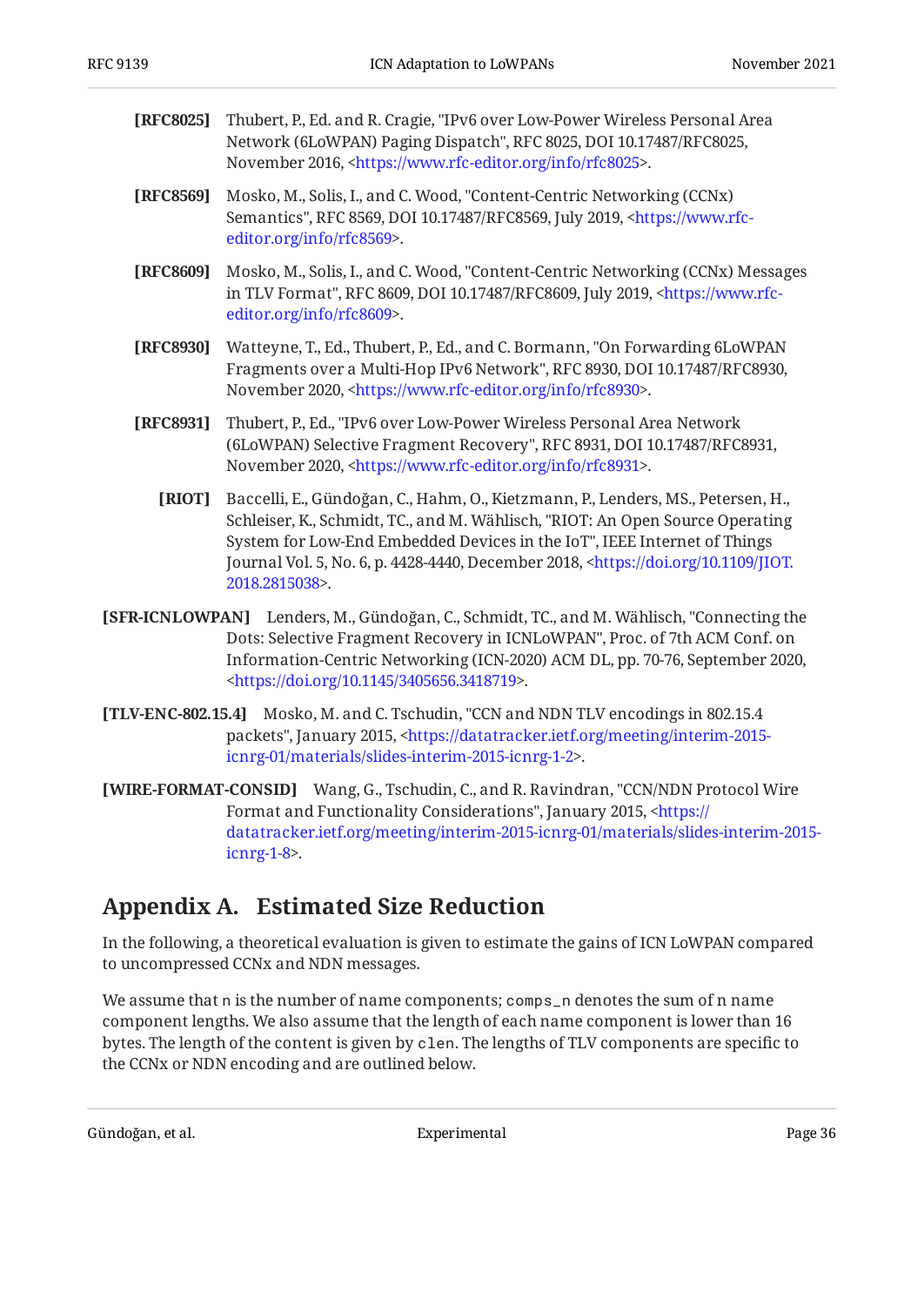**[RFC8025]** Thubert, P., Ed. and R. Cragie, "IPv6 over Low-Power Wireless Personal Area Network (6LoWPAN) Paging Dispatch", RFC 8025, DOI 10.17487/RFC8025, November 2016, <https://www.rfc-editor.org/info/rfc8025>.

**[RFC8569]** Mosko, M., Solis, I., and C. Wood, "Content-Centric Networking (CCNx) Semantics", RFC 8569, DOI 10.17487/RFC8569, July 2019, <https://www.rfc-editor.org/info/rfc8569>.

**[RFC8609]** Mosko, M., Solis, I., and C. Wood, "Content-Centric Networking (CCNx) Messages in TLV Format", RFC 8609, DOI 10.17487/RFC8609, July 2019, <https://www.rfc-editor.org/info/rfc8609>.

**[RFC8930]** Watteyne, T., Ed., Thubert, P., Ed., and C. Bormann, "On Forwarding 6LoWPAN Fragments over a Multi-Hop IPv6 Network", RFC 8930, DOI 10.17487/RFC8930, November 2020, <https://www.rfc-editor.org/info/rfc8930>.

**[RFC8931]** Thubert, P., Ed., "IPv6 over Low-Power Wireless Personal Area Network (6LoWPAN) Selective Fragment Recovery", RFC 8931, DOI 10.17487/RFC8931, November 2020, <https://www.rfc-editor.org/info/rfc8931>.

**[RIOT]** Baccelli, E., Gündoğan, C., Hahm, O., Kietzmann, P., Lenders, MS., Petersen, H., Schleiser, K., Schmidt, TC., and M. Wählisch, "RIOT: An Open Source Operating System for Low-End Embedded Devices in the IoT", IEEE Internet of Things Journal Vol. 5, No. 6, p. 4428-4440, December 2018, <https://doi.org/10.1109/JIOT.2018.2815038>.

**[SFR-ICNLOWPAN]** Lenders, M., Gündoğan, C., Schmidt, TC., and M. Wählisch, "Connecting the Dots: Selective Fragment Recovery in ICNLoWPAN", Proc. of 7th ACM Conf. on Information-Centric Networking (ICN-2020) ACM DL, pp. 70-76, September 2020, <https://doi.org/10.1145/3405656.3418719>.

**[TLV-ENC-802.15.4]** Mosko, M. and C. Tschudin, "CCN and NDN TLV encodings in 802.15.4 packets", January 2015, <https://datatracker.ietf.org/meeting/interim-2015-icnrg-01/materials/slides-interim-2015-icnrg-1-2>.

**[WIRE-FORMAT-CONSID]** Wang, G., Tschudin, C., and R. Ravindran, "CCN/NDN Protocol Wire Format and Functionality Considerations", January 2015, <https://datatracker.ietf.org/meeting/interim-2015-icnrg-01/materials/slides-interim-2015-icnrg-1-8>.

## Appendix A. Estimated Size Reduction

In the following, a theoretical evaluation is given to estimate the gains of ICN LoWPAN compared to uncompressed CCNx and NDN messages.

We assume that `n` is the number of name components; `comps_n` denotes the sum of n name component lengths. We also assume that the length of each name component is lower than 16 bytes. The length of the content is given by `clen`. The lengths of TLV components are specific to the CCNx or NDN encoding and are outlined below.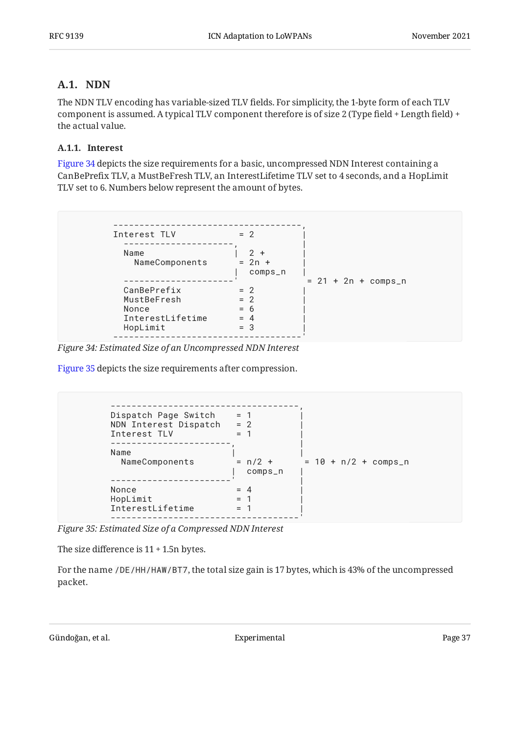## A.1. NDN

The NDN TLV encoding has variable-sized TLV fields. For simplicity, the 1-byte form of each TLV component is assumed. A typical TLV component therefore is of size 2 (Type field + Length field) + the actual value.

### A.1.1. Interest

Figure 34 depicts the size requirements for a basic, uncompressed NDN Interest containing a CanBePrefix TLV, a MustBeFresh TLV, an InterestLifetime TLV set to 4 seconds, and a HopLimit TLV set to 6. Numbers below represent the amount of bytes.

```
 ------------------------------------,
 Interest TLV               = 2       |
   ---------------------,             |
   Name                  |  2 +       |
     NameComponents     = 2n +        |
                         |  comps_n   |
   ---------------------'              = 21 + 2n + comps_n
   CanBePrefix          = 2           |
   MustBeFresh          = 2           |
   Nonce                = 6           |
   InterestLifetime     = 4           |
   HopLimit             = 3           |
 ------------------------------------'
```

*Figure 34: Estimated Size of an Uncompressed NDN Interest*

Figure 35 depicts the size requirements after compression.

```
 ------------------------------------,
 Dispatch Page Switch     = 1         |
 NDN Interest Dispatch    = 2         |
 Interest TLV             = 1         |
 -----------------------,             |
 Name                    |            |
   NameComponents        = n/2 +       = 10 + n/2 + comps_n
                         |  comps_n   |
 -----------------------'             |
 Nonce                    = 4         |
 HopLimit                 = 1         |
 InterestLifetime         = 1         |
 ------------------------------------'
```

*Figure 35: Estimated Size of a Compressed NDN Interest*

The size difference is 11 + 1.5n bytes.

For the name `/DE/HH/HAW/BT7`, the total size gain is 17 bytes, which is 43% of the uncompressed packet.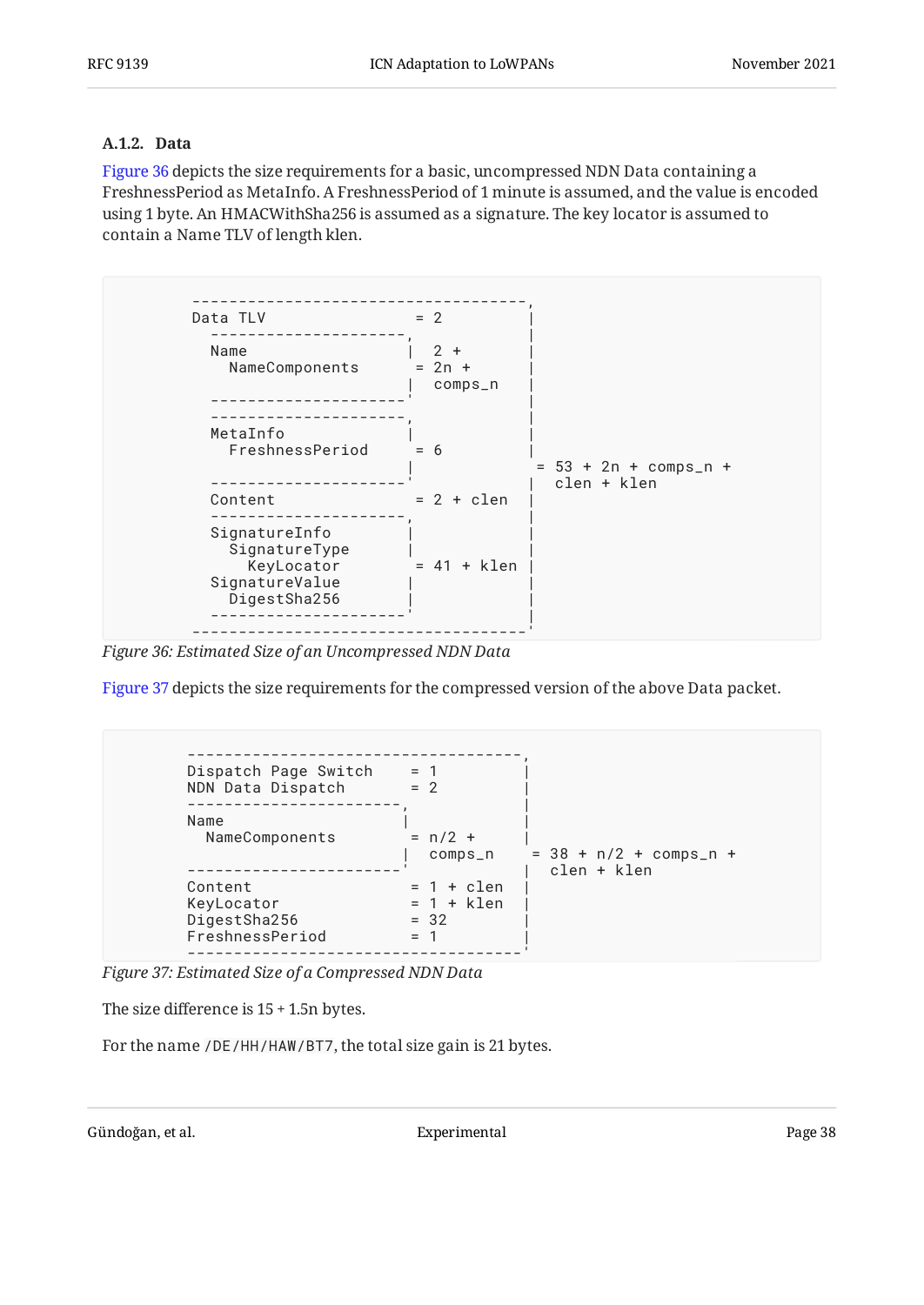### A.1.2. Data

Figure 36 depicts the size requirements for a basic, uncompressed NDN Data containing a FreshnessPeriod as MetaInfo. A FreshnessPeriod of 1 minute is assumed, and the value is encoded using 1 byte. An HMACWithSha256 is assumed as a signature. The key locator is assumed to contain a Name TLV of length klen.

```
------------------------------------,
Data TLV                 = 2         |
  ---------------------,             |
  Name                 |  2 +        |
    NameComponents     = 2n +        |
                       |  comps_n    |
  ---------------------'             |
  ---------------------,             |
  MetaInfo             |             |
    FreshnessPeriod    = 6           |
                       |             = 53 + 2n + comps_n +
  ---------------------'             |   clen + klen
  Content              = 2 + clen    |
  ---------------------,             |
  SignatureInfo        |             |
    SignatureType      |             |
      KeyLocator       = 41 + klen   |
  SignatureValue       |             |
    DigestSha256       |             |
  ---------------------'             |
------------------------------------'
```

*Figure 36: Estimated Size of an Uncompressed NDN Data*

Figure 37 depicts the size requirements for the compressed version of the above Data packet.

```
------------------------------------,
Dispatch Page Switch     = 1          |
NDN Data Dispatch        = 2          |
-----------------------,              |
Name                   |              |
  NameComponents       = n/2 +        |
                       |  comps_n     = 38 + n/2 + comps_n +
-----------------------'              |   clen + klen
Content                  = 1 + clen   |
KeyLocator               = 1 + klen   |
DigestSha256             = 32         |
FreshnessPeriod          = 1          |
------------------------------------'
```

*Figure 37: Estimated Size of a Compressed NDN Data*

The size difference is 15 + 1.5n bytes.

For the name `/DE/HH/HAW/BT7`, the total size gain is 21 bytes.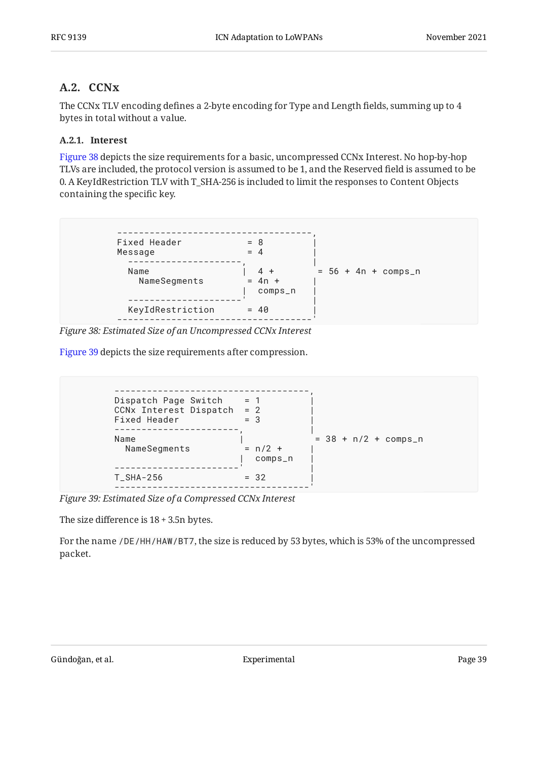## A.2. CCNx

The CCNx TLV encoding defines a 2-byte encoding for Type and Length fields, summing up to 4 bytes in total without a value.

### A.2.1. Interest

Figure 38 depicts the size requirements for a basic, uncompressed CCNx Interest. No hop-by-hop TLVs are included, the protocol version is assumed to be 1, and the Reserved field is assumed to be 0. A KeyIdRestriction TLV with T_SHA-256 is included to limit the responses to Content Objects containing the specific key.

```
 ------------------------------------,
 Fixed Header            = 8         |
 Message                 = 4         |
   ---------------------,            |
   Name                 |  4 +        = 56 + 4n + comps_n
     NameSegments       = 4n +       |
                        |  comps_n   |
   ---------------------'            |
   KeyIdRestriction     = 40         |
 ------------------------------------'
```

*Figure 38: Estimated Size of an Uncompressed CCNx Interest*

Figure 39 depicts the size requirements after compression.

```
 ------------------------------------,
 Dispatch Page Switch    = 1         |
 CCNx Interest Dispatch  = 2         |
 Fixed Header            = 3         |
 -----------------------,            |
 Name                   |             = 38 + n/2 + comps_n
   NameSegments         = n/2 +      |
                        |  comps_n   |
 -----------------------'            |
 T_SHA-256              = 32         |
 ------------------------------------'
```

*Figure 39: Estimated Size of a Compressed CCNx Interest*

The size difference is 18 + 3.5n bytes.

For the name `/DE/HH/HAW/BT7`, the size is reduced by 53 bytes, which is 53% of the uncompressed packet.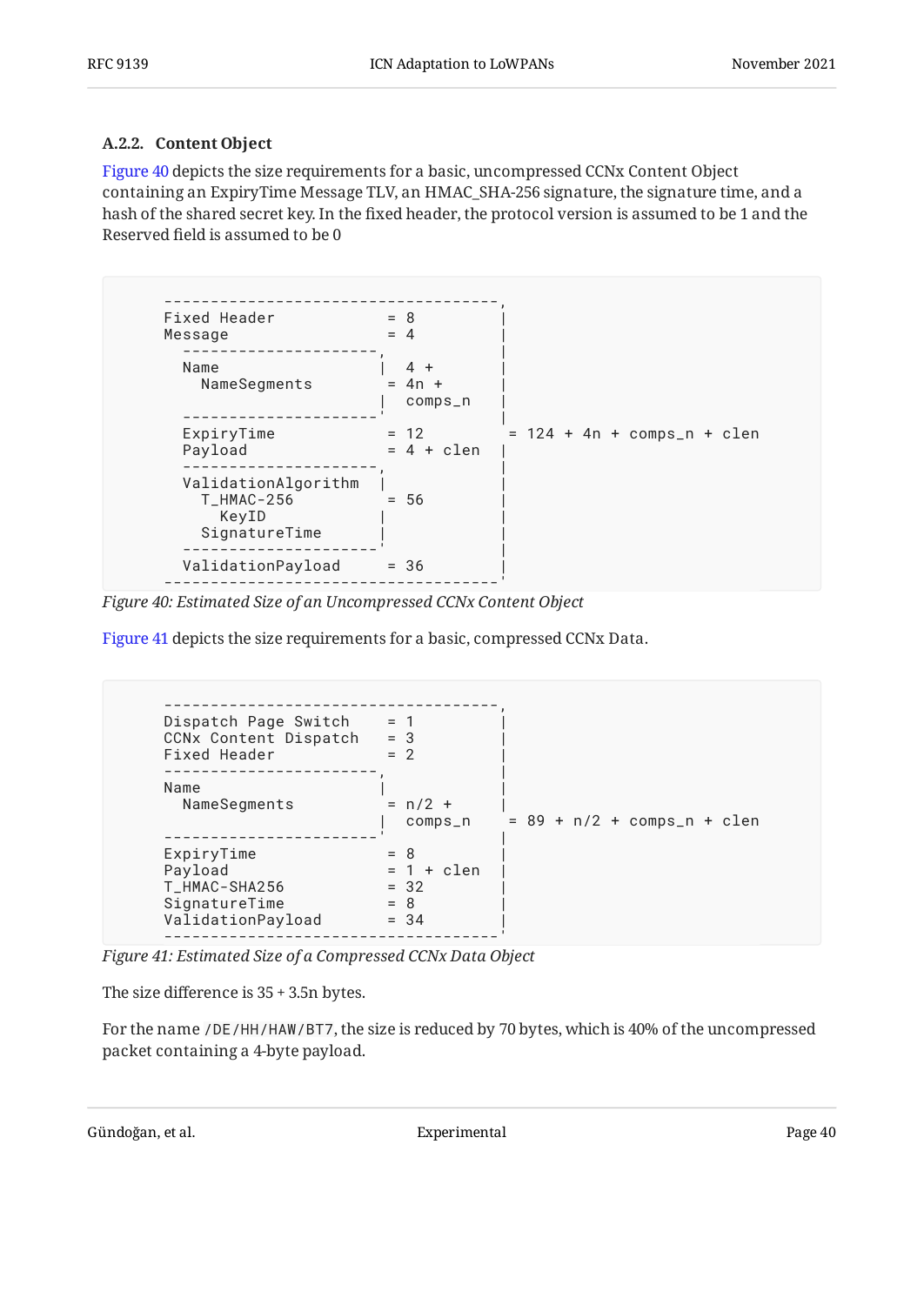### A.2.2. Content Object

Figure 40 depicts the size requirements for a basic, uncompressed CCNx Content Object containing an ExpiryTime Message TLV, an HMAC_SHA-256 signature, the signature time, and a hash of the shared secret key. In the fixed header, the protocol version is assumed to be 1 and the Reserved field is assumed to be 0

```
      -----------------------------------,
      Fixed Header             = 8        |
      Message                  = 4        |
        ---------------------,            |
        Name                 |  4 +       |
          NameSegments       = 4n +       |
                             |  comps_n   |
        ---------------------'            |
        ExpiryTime             = 12        = 124 + 4n + comps_n + clen
        Payload                = 4 + clen |
        ---------------------,            |
        ValidationAlgorithm  |            |
          T_HMAC-256           = 56       |
            KeyID            |            |
          SignatureTime      |            |
        ---------------------'            |
        ValidationPayload      = 36       |
      -----------------------------------'
```

*Figure 40: Estimated Size of an Uncompressed CCNx Content Object*

Figure 41 depicts the size requirements for a basic, compressed CCNx Data.

```
      -----------------------------------,
      Dispatch Page Switch     = 1        |
      CCNx Content Dispatch    = 3        |
      Fixed Header             = 2        |
      -----------------------,            |
      Name                   |            |
        NameSegments           = n/2 +    |
                             |  comps_n    = 89 + n/2 + comps_n + clen
      -----------------------'            |
      ExpiryTime               = 8        |
      Payload                  = 1 + clen |
      T_HMAC-SHA256            = 32       |
      SignatureTime            = 8        |
      ValidationPayload        = 34       |
      -----------------------------------'
```

*Figure 41: Estimated Size of a Compressed CCNx Data Object*

The size difference is 35 + 3.5n bytes.

For the name `/DE/HH/HAW/BT7`, the size is reduced by 70 bytes, which is 40% of the uncompressed packet containing a 4-byte payload.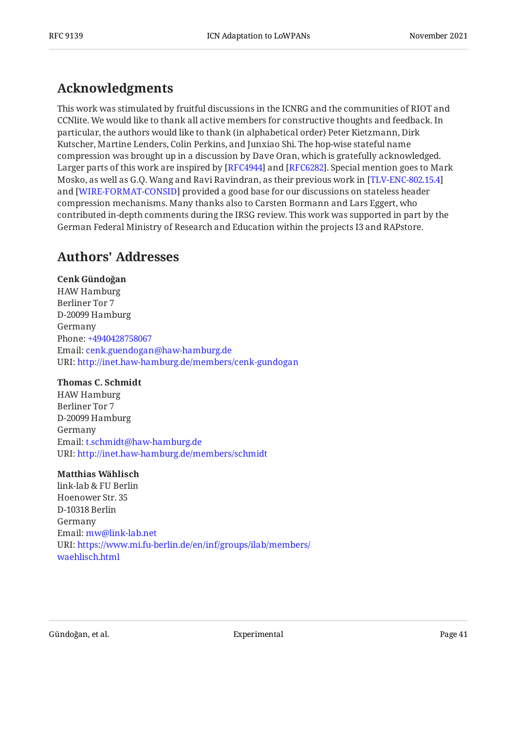## Acknowledgments

This work was stimulated by fruitful discussions in the ICNRG and the communities of RIOT and CCNlite. We would like to thank all active members for constructive thoughts and feedback. In particular, the authors would like to thank (in alphabetical order) Peter Kietzmann, Dirk Kutscher, Martine Lenders, Colin Perkins, and Junxiao Shi. The hop-wise stateful name compression was brought up in a discussion by Dave Oran, which is gratefully acknowledged. Larger parts of this work are inspired by [RFC4944] and [RFC6282]. Special mention goes to Mark Mosko, as well as G.Q. Wang and Ravi Ravindran, as their previous work in [TLV-ENC-802.15.4] and [WIRE-FORMAT-CONSID] provided a good base for our discussions on stateless header compression mechanisms. Many thanks also to Carsten Bormann and Lars Eggert, who contributed in-depth comments during the IRSG review. This work was supported in part by the German Federal Ministry of Research and Education within the projects I3 and RAPstore.

## Authors' Addresses

**Cenk Gündoğan**
HAW Hamburg
Berliner Tor 7
D-20099 Hamburg
Germany
Phone: +4940428758067
Email: cenk.guendogan@haw-hamburg.de
URI: http://inet.haw-hamburg.de/members/cenk-gundogan

**Thomas C. Schmidt**
HAW Hamburg
Berliner Tor 7
D-20099 Hamburg
Germany
Email: t.schmidt@haw-hamburg.de
URI: http://inet.haw-hamburg.de/members/schmidt

**Matthias Wählisch**
link-lab & FU Berlin
Hoenower Str. 35
D-10318 Berlin
Germany
Email: mw@link-lab.net
URI: https://www.mi.fu-berlin.de/en/inf/groups/ilab/members/waehlisch.html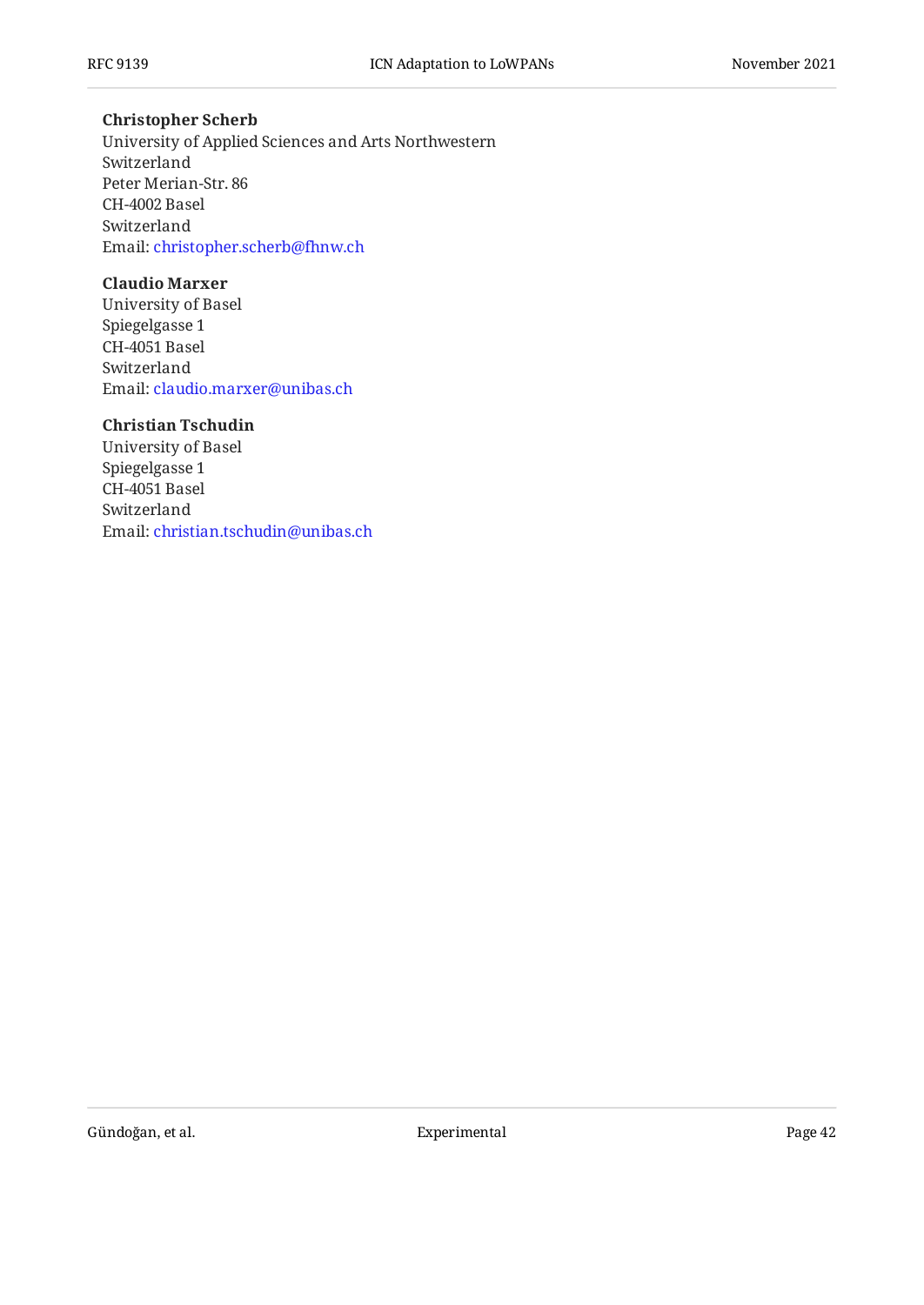**Christopher Scherb**
University of Applied Sciences and Arts Northwestern
Switzerland
Peter Merian-Str. 86
CH-4002 Basel
Switzerland
Email: christopher.scherb@fhnw.ch

**Claudio Marxer**
University of Basel
Spiegelgasse 1
CH-4051 Basel
Switzerland
Email: claudio.marxer@unibas.ch

**Christian Tschudin**
University of Basel
Spiegelgasse 1
CH-4051 Basel
Switzerland
Email: christian.tschudin@unibas.ch